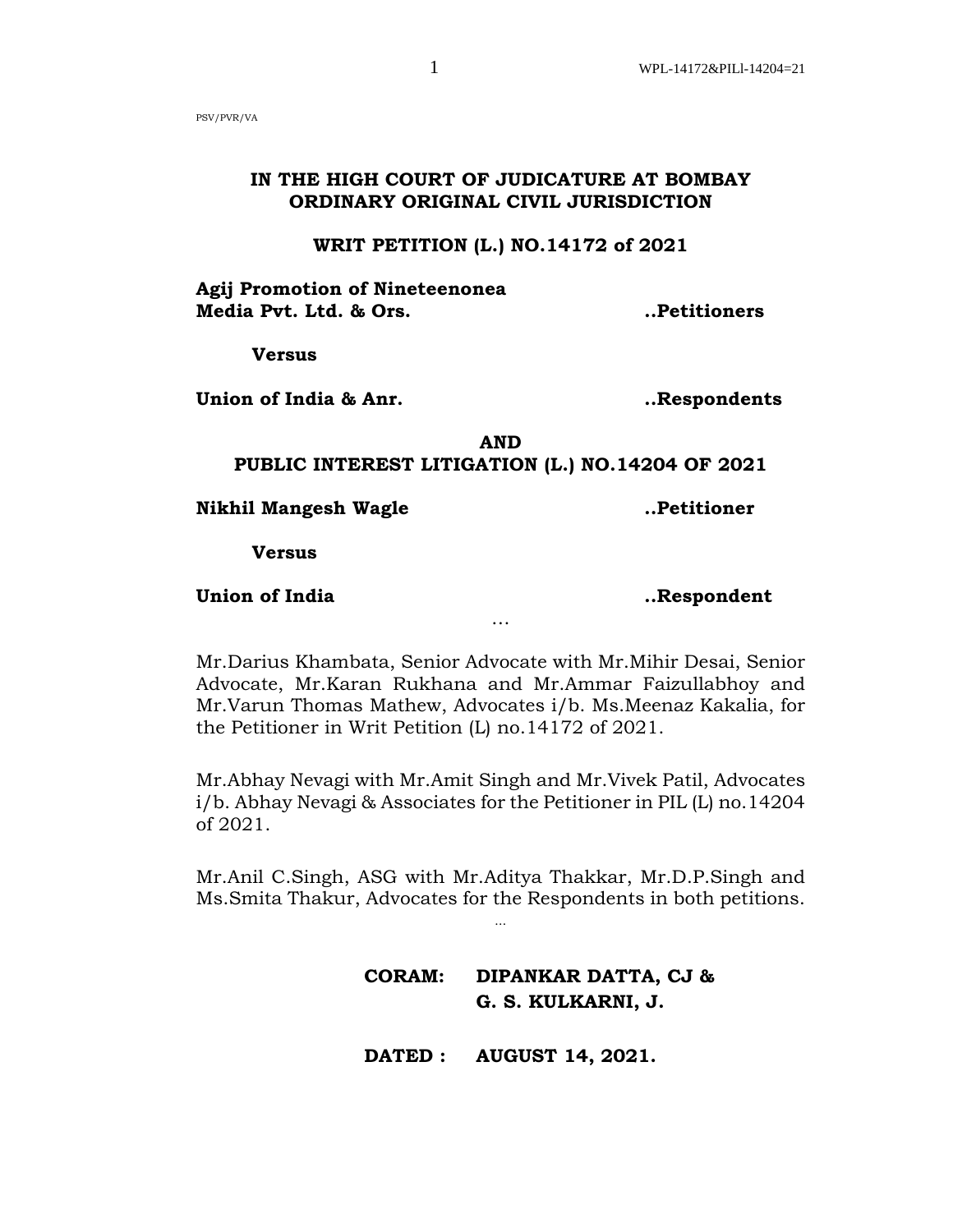PSV/PVR/VA

**IN THE HIGH COURT OF JUDICATURE AT BOMBAY**
**ORDINARY ORIGINAL CIVIL JURISDICTION**

**WRIT PETITION (L.) NO.14172 of 2021**

**Agij Promotion of Nineteenonea Media Pvt. Ltd. & Ors.** **..Petitioners**

**Versus**

**Union of India & Anr.** **..Respondents**

**AND**

**PUBLIC INTEREST LITIGATION (L.) NO.14204 OF 2021**

**Nikhil Mangesh Wagle** **..Petitioner**

**Versus**

**Union of India** **..Respondent**

…

Mr.Darius Khambata, Senior Advocate with Mr.Mihir Desai, Senior Advocate, Mr.Karan Rukhana and Mr.Ammar Faizullabhoy and Mr.Varun Thomas Mathew, Advocates i/b. Ms.Meenaz Kakalia, for the Petitioner in Writ Petition (L) no.14172 of 2021.

Mr.Abhay Nevagi with Mr.Amit Singh and Mr.Vivek Patil, Advocates i/b. Abhay Nevagi & Associates for the Petitioner in PIL (L) no.14204 of 2021.

Mr.Anil C.Singh, ASG with Mr.Aditya Thakkar, Mr.D.P.Singh and Ms.Smita Thakur, Advocates for the Respondents in both petitions.

…

**CORAM: DIPANKAR DATTA, CJ &**
**G. S. KULKARNI, J.**

**DATED : AUGUST 14, 2021.**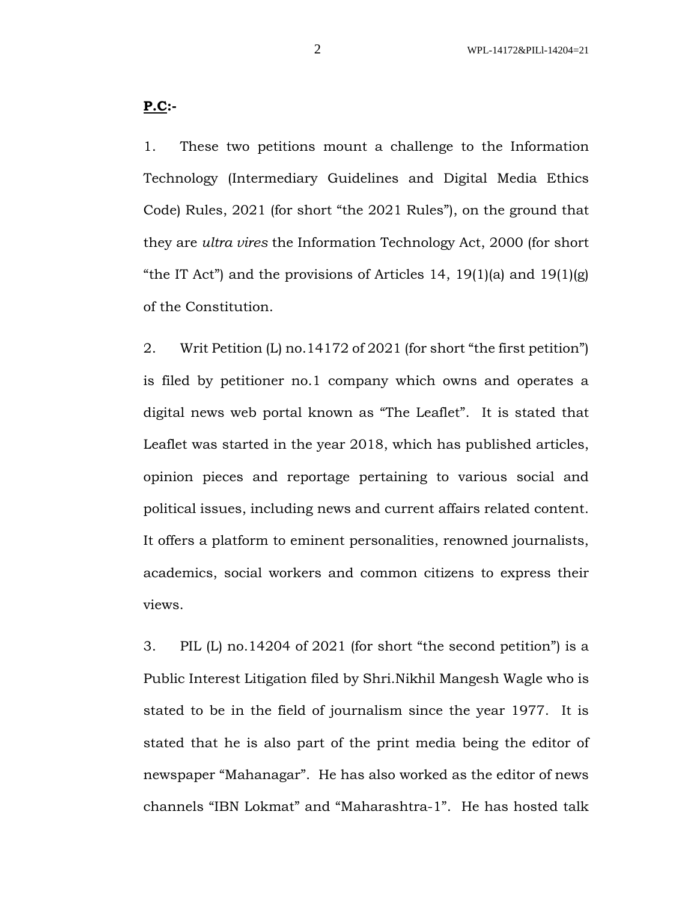**P.C:-**

1. These two petitions mount a challenge to the Information Technology (Intermediary Guidelines and Digital Media Ethics Code) Rules, 2021 (for short "the 2021 Rules"), on the ground that they are *ultra vires* the Information Technology Act, 2000 (for short "the IT Act") and the provisions of Articles 14, 19(1)(a) and 19(1)(g) of the Constitution.

2. Writ Petition (L) no.14172 of 2021 (for short "the first petition") is filed by petitioner no.1 company which owns and operates a digital news web portal known as "The Leaflet". It is stated that Leaflet was started in the year 2018, which has published articles, opinion pieces and reportage pertaining to various social and political issues, including news and current affairs related content. It offers a platform to eminent personalities, renowned journalists, academics, social workers and common citizens to express their views.

3. PIL (L) no.14204 of 2021 (for short "the second petition") is a Public Interest Litigation filed by Shri.Nikhil Mangesh Wagle who is stated to be in the field of journalism since the year 1977. It is stated that he is also part of the print media being the editor of newspaper "Mahanagar". He has also worked as the editor of news channels "IBN Lokmat" and "Maharashtra-1". He has hosted talk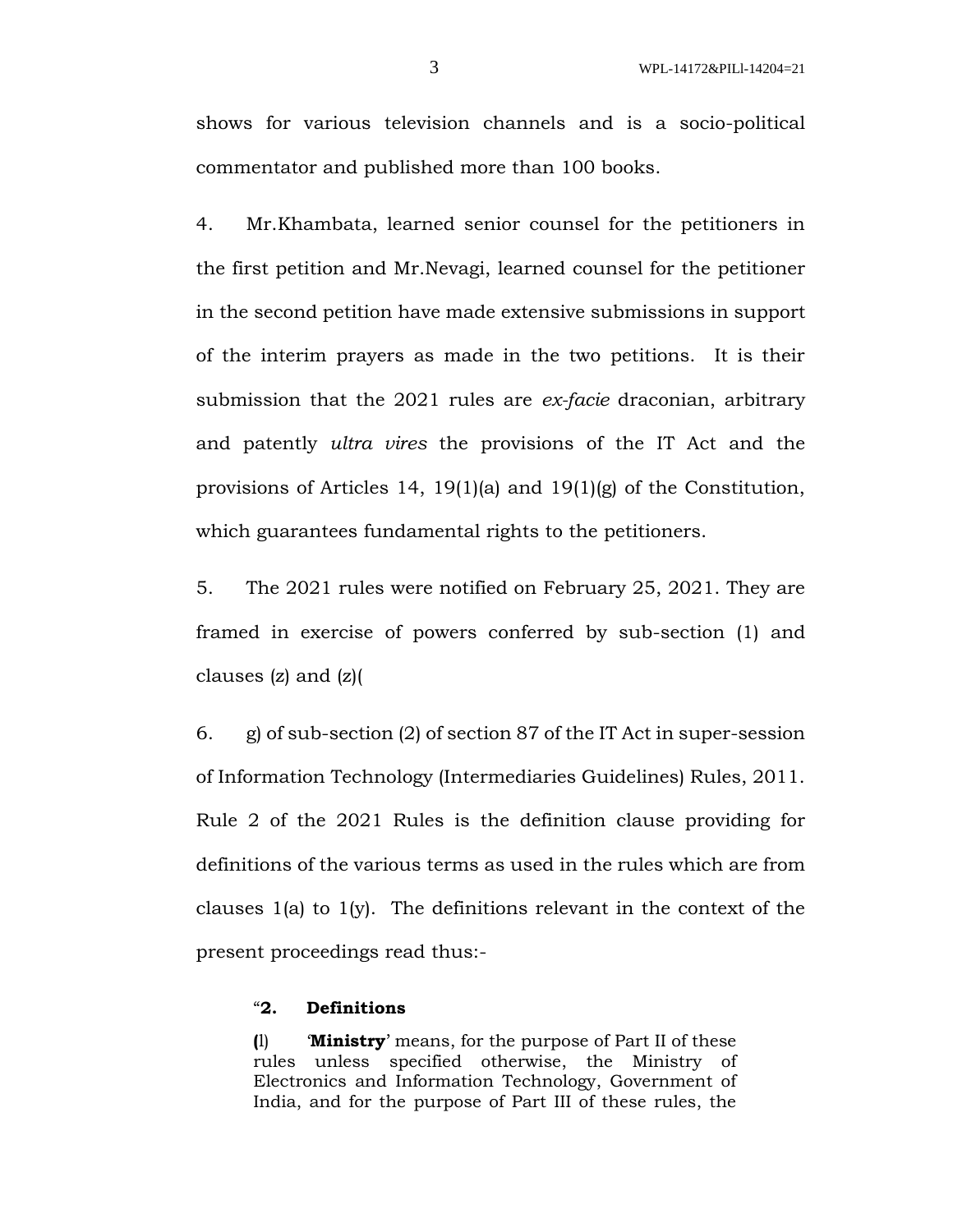shows for various television channels and is a socio-political commentator and published more than 100 books.

4. Mr.Khambata, learned senior counsel for the petitioners in the first petition and Mr.Nevagi, learned counsel for the petitioner in the second petition have made extensive submissions in support of the interim prayers as made in the two petitions. It is their submission that the 2021 rules are *ex-facie* draconian, arbitrary and patently *ultra vires* the provisions of the IT Act and the provisions of Articles 14, 19(1)(a) and 19(1)(g) of the Constitution, which guarantees fundamental rights to the petitioners.

5. The 2021 rules were notified on February 25, 2021. They are framed in exercise of powers conferred by sub-section (1) and clauses (z) and (z)(

6. g) of sub-section (2) of section 87 of the IT Act in super-session of Information Technology (Intermediaries Guidelines) Rules, 2011. Rule 2 of the 2021 Rules is the definition clause providing for definitions of the various terms as used in the rules which are from clauses 1(a) to 1(y). The definitions relevant in the context of the present proceedings read thus:-

> "**2. Definitions**
>
> **(**l) '**Ministry**' means, for the purpose of Part II of these rules unless specified otherwise, the Ministry of Electronics and Information Technology, Government of India, and for the purpose of Part III of these rules, the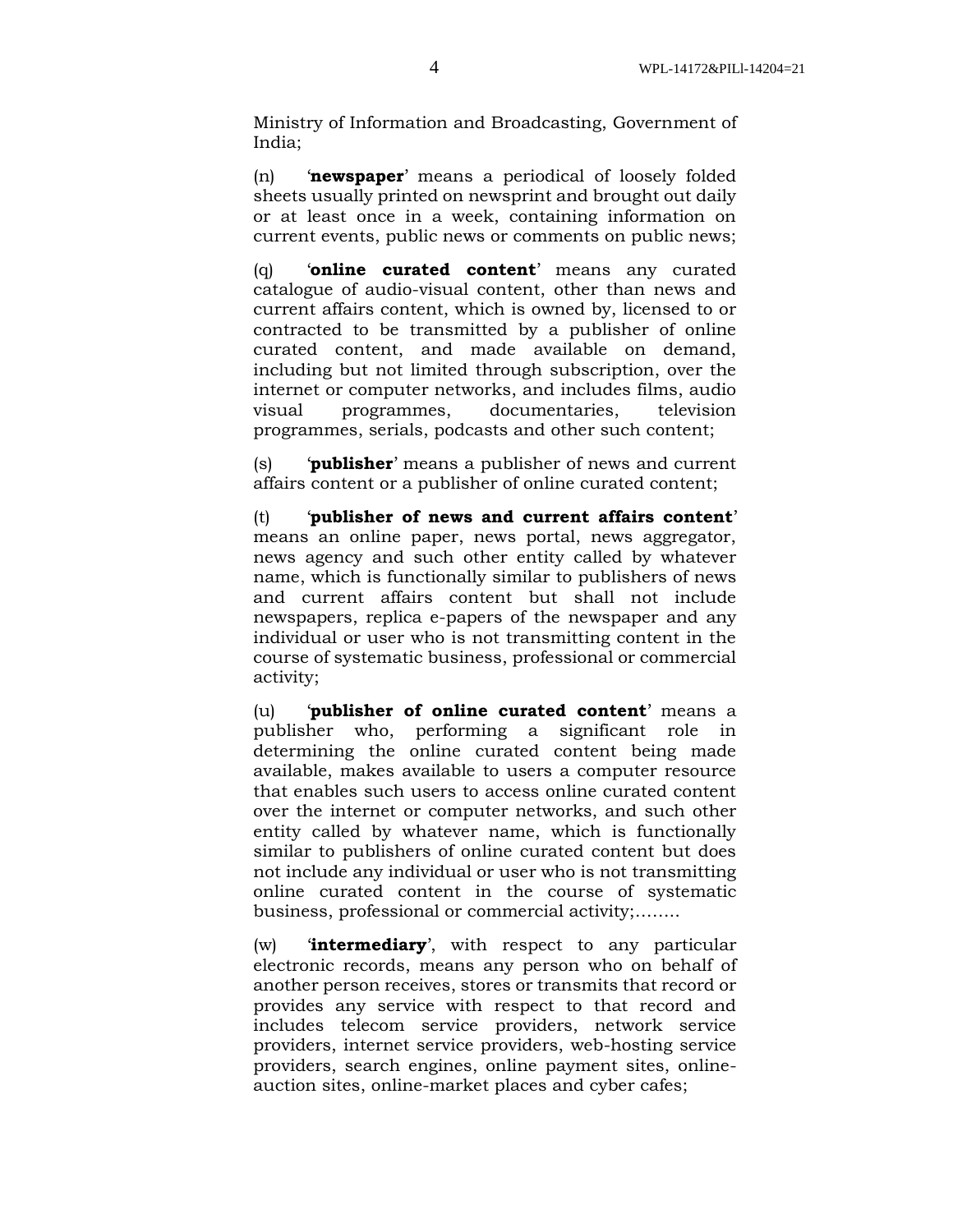Ministry of Information and Broadcasting, Government of India;

(n) '**newspaper**' means a periodical of loosely folded sheets usually printed on newsprint and brought out daily or at least once in a week, containing information on current events, public news or comments on public news;

(q) '**online curated content**' means any curated catalogue of audio-visual content, other than news and current affairs content, which is owned by, licensed to or contracted to be transmitted by a publisher of online curated content, and made available on demand, including but not limited through subscription, over the internet or computer networks, and includes films, audio visual programmes, documentaries, television programmes, serials, podcasts and other such content;

(s) '**publisher**' means a publisher of news and current affairs content or a publisher of online curated content;

(t) '**publisher of news and current affairs content**' means an online paper, news portal, news aggregator, news agency and such other entity called by whatever name, which is functionally similar to publishers of news and current affairs content but shall not include newspapers, replica e-papers of the newspaper and any individual or user who is not transmitting content in the course of systematic business, professional or commercial activity;

(u) '**publisher of online curated content**' means a publisher who, performing a significant role in determining the online curated content being made available, makes available to users a computer resource that enables such users to access online curated content over the internet or computer networks, and such other entity called by whatever name, which is functionally similar to publishers of online curated content but does not include any individual or user who is not transmitting online curated content in the course of systematic business, professional or commercial activity;........

(w) '**intermediary**', with respect to any particular electronic records, means any person who on behalf of another person receives, stores or transmits that record or provides any service with respect to that record and includes telecom service providers, network service providers, internet service providers, web-hosting service providers, search engines, online payment sites, online-auction sites, online-market places and cyber cafes;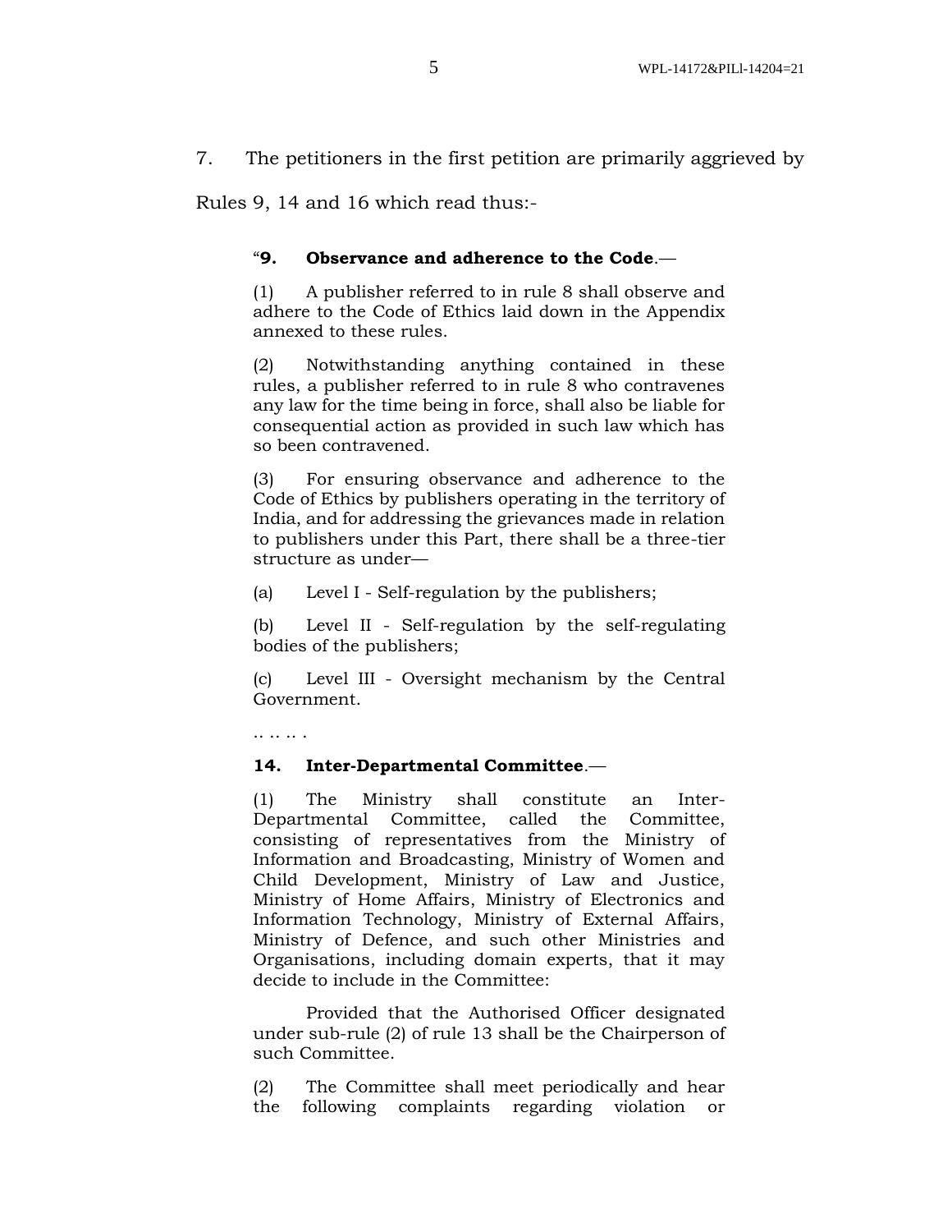7. The petitioners in the first petition are primarily aggrieved by Rules 9, 14 and 16 which read thus:-

> "**9. Observance and adherence to the Code**.—
>
> (1) A publisher referred to in rule 8 shall observe and adhere to the Code of Ethics laid down in the Appendix annexed to these rules.
>
> (2) Notwithstanding anything contained in these rules, a publisher referred to in rule 8 who contravenes any law for the time being in force, shall also be liable for consequential action as provided in such law which has so been contravened.
>
> (3) For ensuring observance and adherence to the Code of Ethics by publishers operating in the territory of India, and for addressing the grievances made in relation to publishers under this Part, there shall be a three-tier structure as under—
>
> (a) Level I - Self-regulation by the publishers;
>
> (b) Level II - Self-regulation by the self-regulating bodies of the publishers;
>
> (c) Level III - Oversight mechanism by the Central Government.
>
> .. .. .. .
>
> **14. Inter-Departmental Committee**.—
>
> (1) The Ministry shall constitute an Inter-Departmental Committee, called the Committee, consisting of representatives from the Ministry of Information and Broadcasting, Ministry of Women and Child Development, Ministry of Law and Justice, Ministry of Home Affairs, Ministry of Electronics and Information Technology, Ministry of External Affairs, Ministry of Defence, and such other Ministries and Organisations, including domain experts, that it may decide to include in the Committee:
>
> Provided that the Authorised Officer designated under sub-rule (2) of rule 13 shall be the Chairperson of such Committee.
>
> (2) The Committee shall meet periodically and hear the following complaints regarding violation or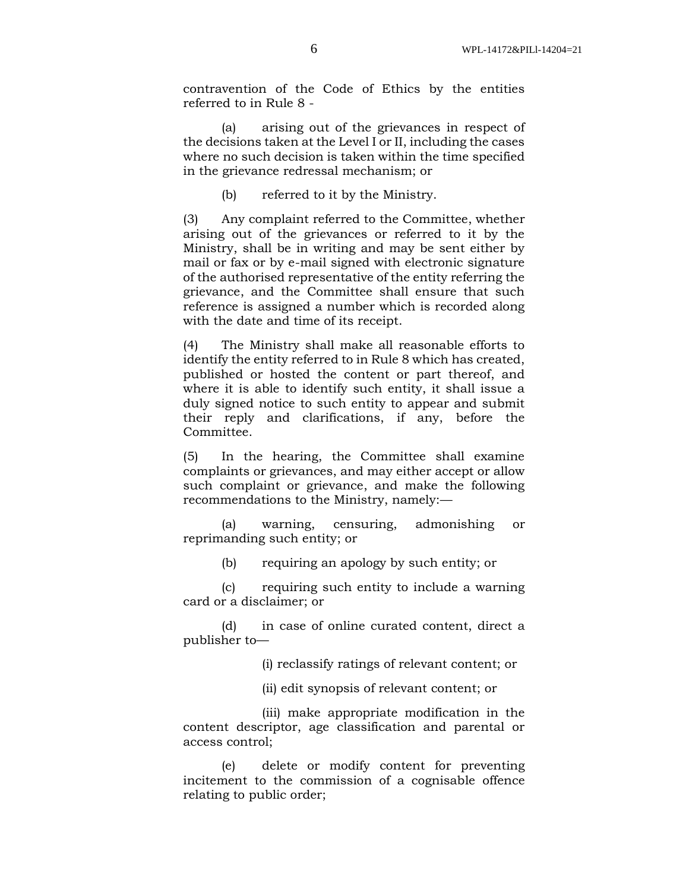contravention of the Code of Ethics by the entities referred to in Rule 8 -

(a) arising out of the grievances in respect of the decisions taken at the Level I or II, including the cases where no such decision is taken within the time specified in the grievance redressal mechanism; or

(b) referred to it by the Ministry.

(3) Any complaint referred to the Committee, whether arising out of the grievances or referred to it by the Ministry, shall be in writing and may be sent either by mail or fax or by e-mail signed with electronic signature of the authorised representative of the entity referring the grievance, and the Committee shall ensure that such reference is assigned a number which is recorded along with the date and time of its receipt.

(4) The Ministry shall make all reasonable efforts to identify the entity referred to in Rule 8 which has created, published or hosted the content or part thereof, and where it is able to identify such entity, it shall issue a duly signed notice to such entity to appear and submit their reply and clarifications, if any, before the Committee.

(5) In the hearing, the Committee shall examine complaints or grievances, and may either accept or allow such complaint or grievance, and make the following recommendations to the Ministry, namely:—

(a) warning, censuring, admonishing or reprimanding such entity; or

(b) requiring an apology by such entity; or

(c) requiring such entity to include a warning card or a disclaimer; or

(d) in case of online curated content, direct a publisher to—

(i) reclassify ratings of relevant content; or

(ii) edit synopsis of relevant content; or

(iii) make appropriate modification in the content descriptor, age classification and parental or access control;

(e) delete or modify content for preventing incitement to the commission of a cognisable offence relating to public order;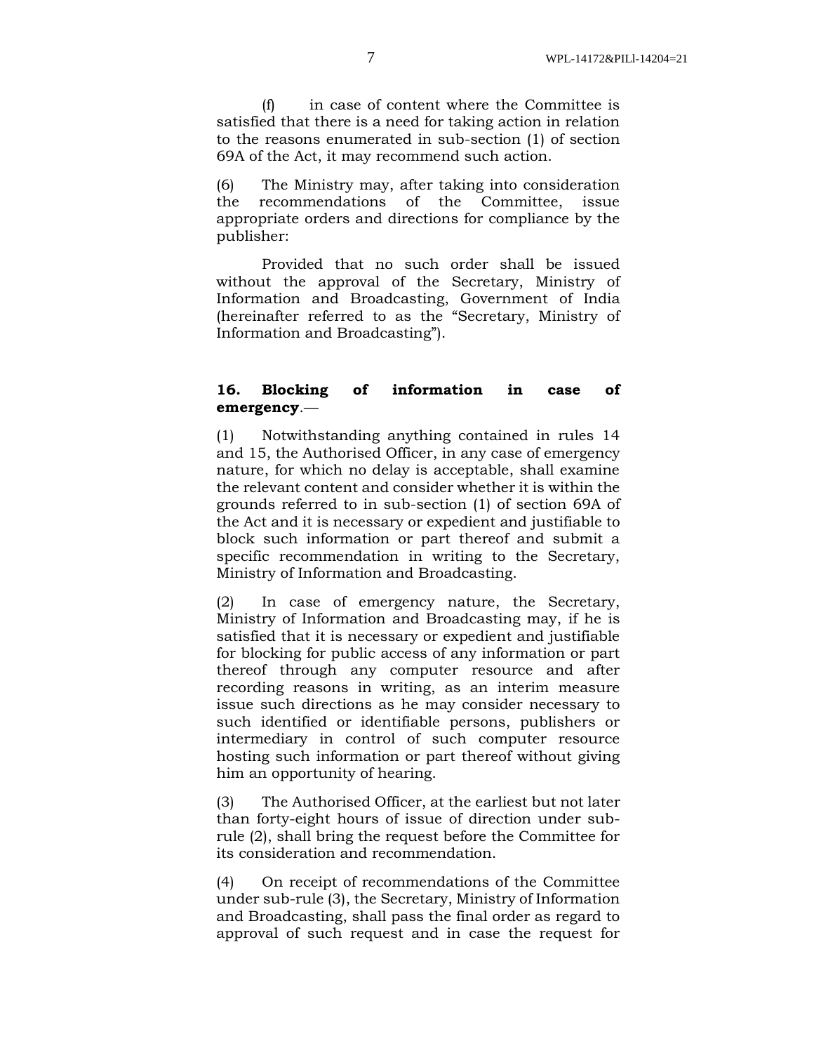(f) in case of content where the Committee is satisfied that there is a need for taking action in relation to the reasons enumerated in sub-section (1) of section 69A of the Act, it may recommend such action.

(6) The Ministry may, after taking into consideration the recommendations of the Committee, issue appropriate orders and directions for compliance by the publisher:

Provided that no such order shall be issued without the approval of the Secretary, Ministry of Information and Broadcasting, Government of India (hereinafter referred to as the "Secretary, Ministry of Information and Broadcasting").

**16. Blocking of information in case of emergency**.—

(1) Notwithstanding anything contained in rules 14 and 15, the Authorised Officer, in any case of emergency nature, for which no delay is acceptable, shall examine the relevant content and consider whether it is within the grounds referred to in sub-section (1) of section 69A of the Act and it is necessary or expedient and justifiable to block such information or part thereof and submit a specific recommendation in writing to the Secretary, Ministry of Information and Broadcasting.

(2) In case of emergency nature, the Secretary, Ministry of Information and Broadcasting may, if he is satisfied that it is necessary or expedient and justifiable for blocking for public access of any information or part thereof through any computer resource and after recording reasons in writing, as an interim measure issue such directions as he may consider necessary to such identified or identifiable persons, publishers or intermediary in control of such computer resource hosting such information or part thereof without giving him an opportunity of hearing.

(3) The Authorised Officer, at the earliest but not later than forty-eight hours of issue of direction under sub-rule (2), shall bring the request before the Committee for its consideration and recommendation.

(4) On receipt of recommendations of the Committee under sub-rule (3), the Secretary, Ministry of Information and Broadcasting, shall pass the final order as regard to approval of such request and in case the request for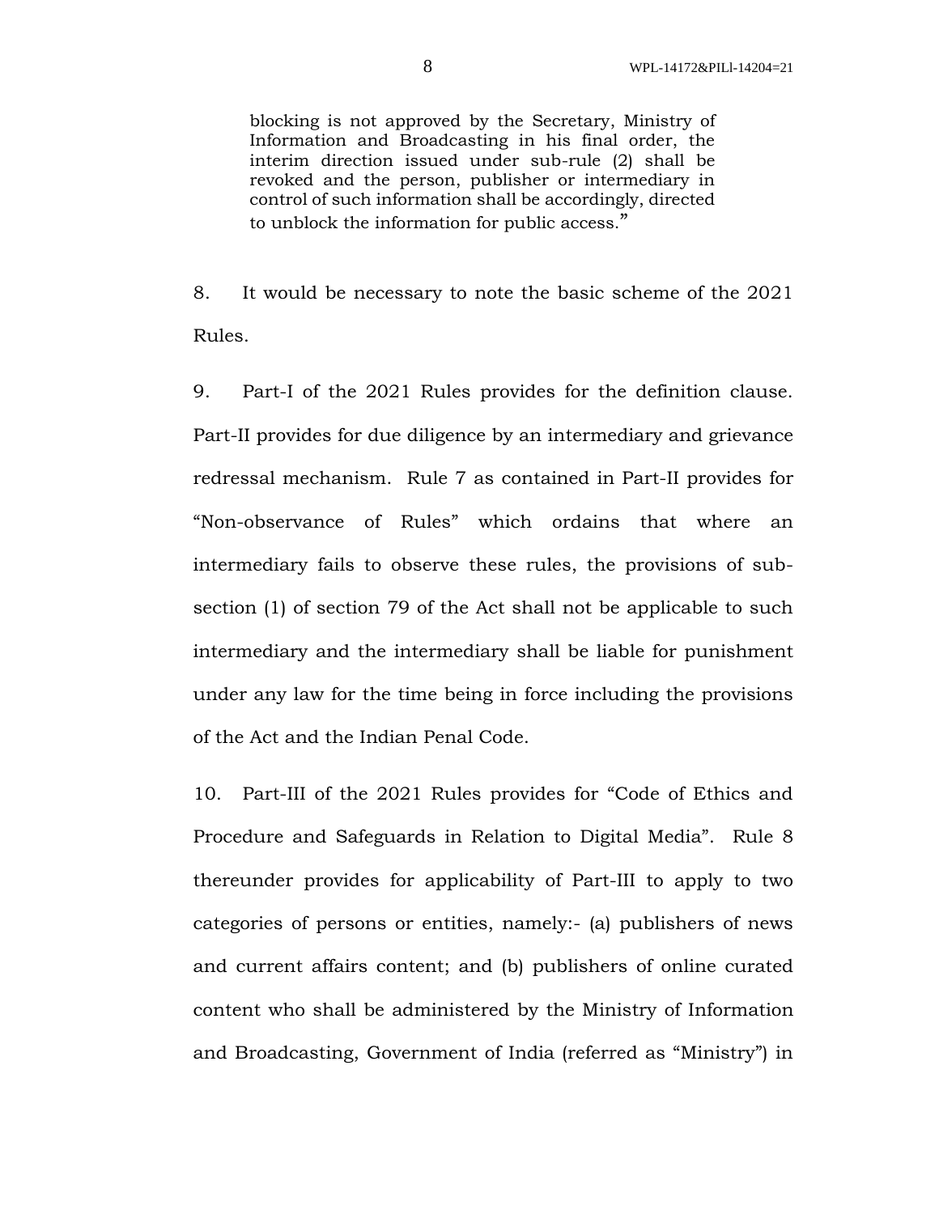> blocking is not approved by the Secretary, Ministry of Information and Broadcasting in his final order, the interim direction issued under sub-rule (2) shall be revoked and the person, publisher or intermediary in control of such information shall be accordingly, directed to unblock the information for public access."

8. It would be necessary to note the basic scheme of the 2021 Rules.

9. Part-I of the 2021 Rules provides for the definition clause. Part-II provides for due diligence by an intermediary and grievance redressal mechanism. Rule 7 as contained in Part-II provides for "Non-observance of Rules" which ordains that where an intermediary fails to observe these rules, the provisions of sub-section (1) of section 79 of the Act shall not be applicable to such intermediary and the intermediary shall be liable for punishment under any law for the time being in force including the provisions of the Act and the Indian Penal Code.

10. Part-III of the 2021 Rules provides for "Code of Ethics and Procedure and Safeguards in Relation to Digital Media". Rule 8 thereunder provides for applicability of Part-III to apply to two categories of persons or entities, namely:- (a) publishers of news and current affairs content; and (b) publishers of online curated content who shall be administered by the Ministry of Information and Broadcasting, Government of India (referred as "Ministry") in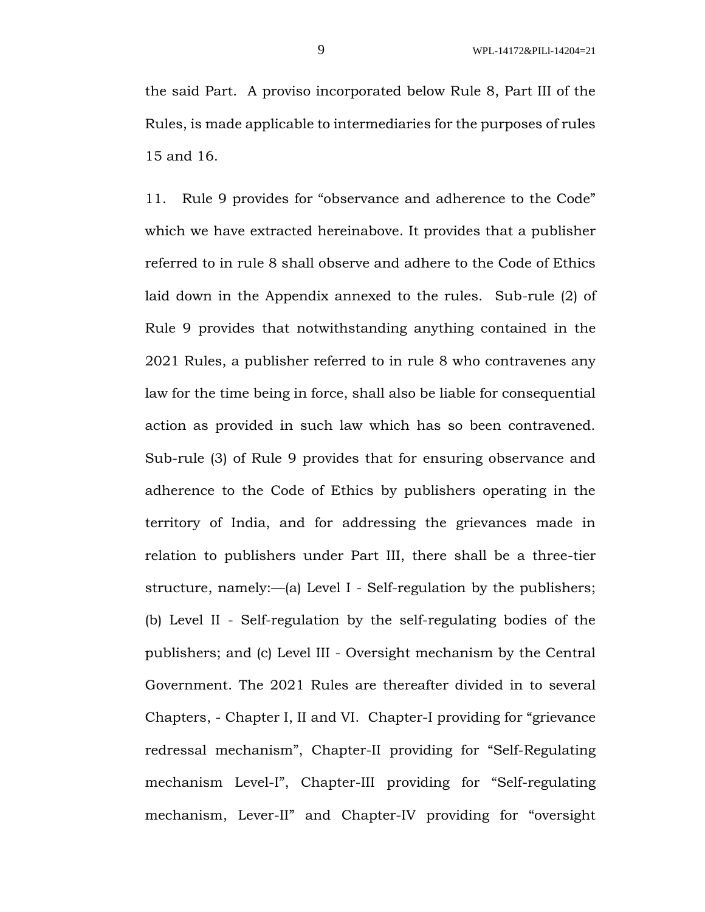the said Part. A proviso incorporated below Rule 8, Part III of the Rules, is made applicable to intermediaries for the purposes of rules 15 and 16.

11. Rule 9 provides for "observance and adherence to the Code" which we have extracted hereinabove. It provides that a publisher referred to in rule 8 shall observe and adhere to the Code of Ethics laid down in the Appendix annexed to the rules. Sub-rule (2) of Rule 9 provides that notwithstanding anything contained in the 2021 Rules, a publisher referred to in rule 8 who contravenes any law for the time being in force, shall also be liable for consequential action as provided in such law which has so been contravened. Sub-rule (3) of Rule 9 provides that for ensuring observance and adherence to the Code of Ethics by publishers operating in the territory of India, and for addressing the grievances made in relation to publishers under Part III, there shall be a three-tier structure, namely:—(a) Level I - Self-regulation by the publishers; (b) Level II - Self-regulation by the self-regulating bodies of the publishers; and (c) Level III - Oversight mechanism by the Central Government. The 2021 Rules are thereafter divided in to several Chapters, - Chapter I, II and VI. Chapter-I providing for "grievance redressal mechanism", Chapter-II providing for "Self-Regulating mechanism Level-I", Chapter-III providing for "Self-regulating mechanism, Lever-II" and Chapter-IV providing for "oversight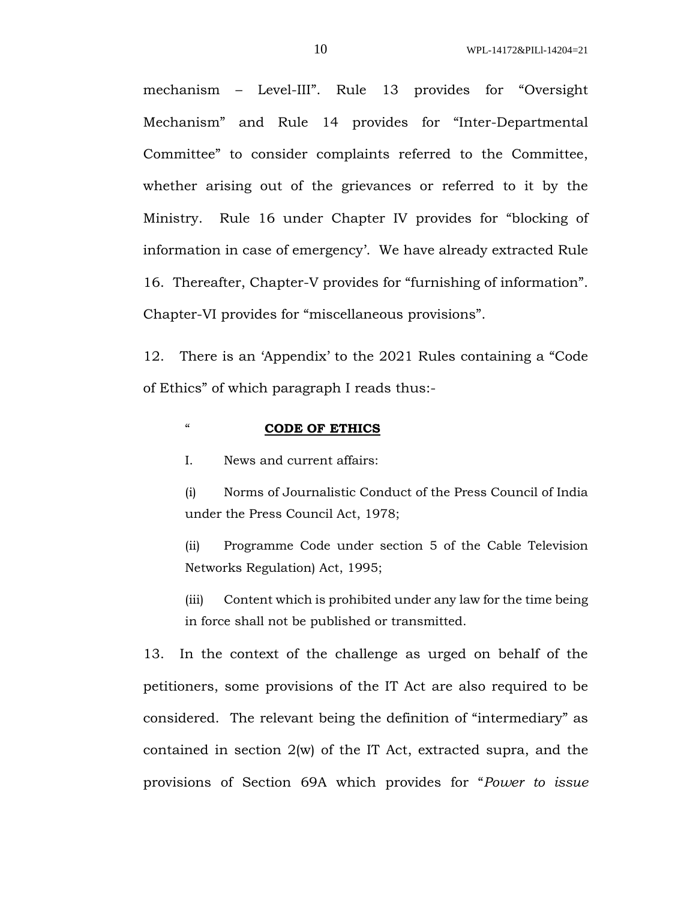mechanism – Level-III". Rule 13 provides for "Oversight Mechanism" and Rule 14 provides for "Inter-Departmental Committee" to consider complaints referred to the Committee, whether arising out of the grievances or referred to it by the Ministry. Rule 16 under Chapter IV provides for "blocking of information in case of emergency'. We have already extracted Rule 16. Thereafter, Chapter-V provides for "furnishing of information". Chapter-VI provides for "miscellaneous provisions".

12. There is an 'Appendix' to the 2021 Rules containing a "Code of Ethics" of which paragraph I reads thus:-

> " **CODE OF ETHICS**
>
> I. News and current affairs:
>
> (i) Norms of Journalistic Conduct of the Press Council of India under the Press Council Act, 1978;
>
> (ii) Programme Code under section 5 of the Cable Television Networks Regulation) Act, 1995;
>
> (iii) Content which is prohibited under any law for the time being in force shall not be published or transmitted.

13. In the context of the challenge as urged on behalf of the petitioners, some provisions of the IT Act are also required to be considered. The relevant being the definition of "intermediary" as contained in section 2(w) of the IT Act, extracted supra, and the provisions of Section 69A which provides for "*Power to issue*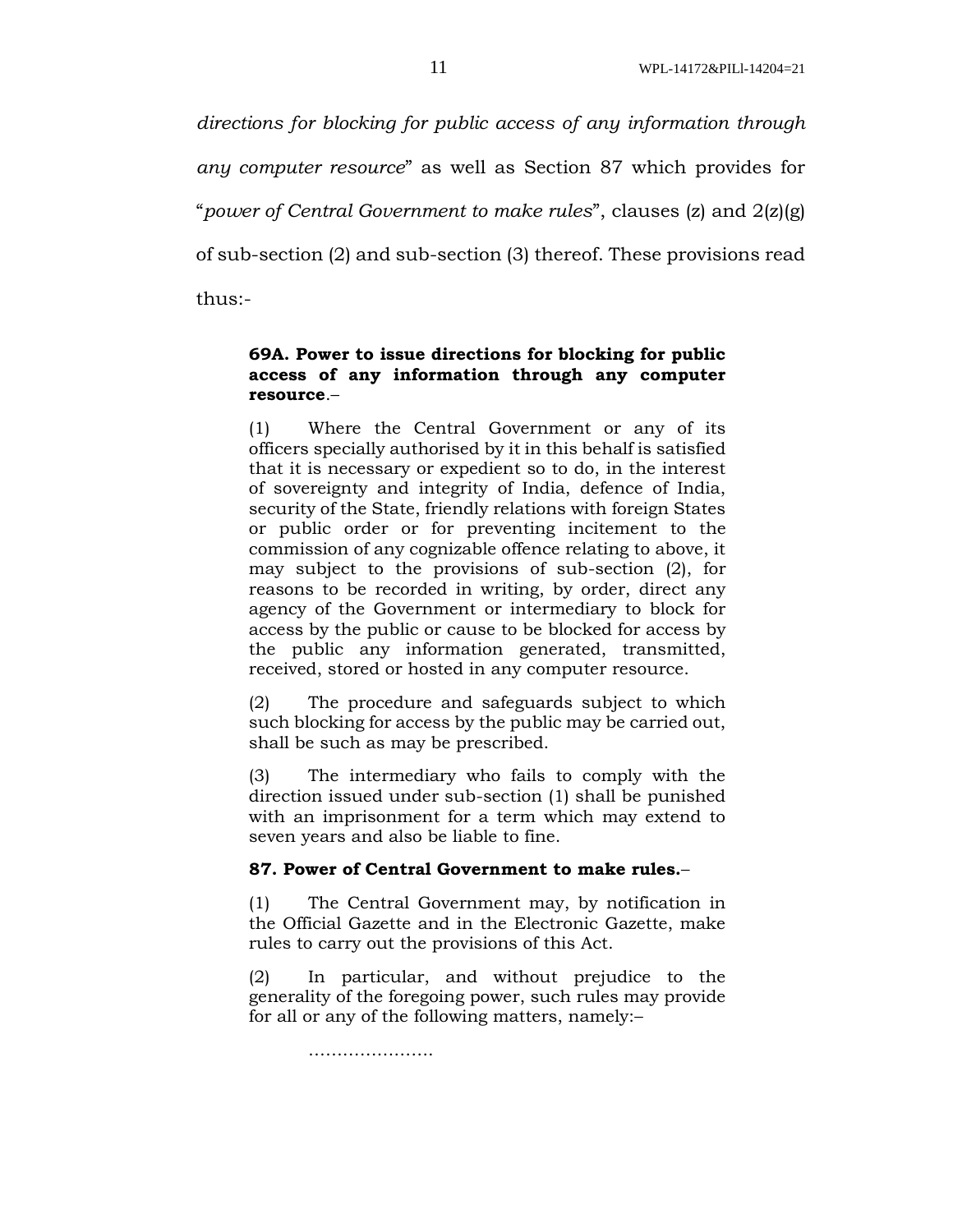*directions for blocking for public access of any information through any computer resource*" as well as Section 87 which provides for "*power of Central Government to make rules*", clauses (z) and 2(z)(g) of sub-section (2) and sub-section (3) thereof. These provisions read thus:-

> **69A. Power to issue directions for blocking for public access of any information through any computer resource**.–
>
> (1) Where the Central Government or any of its officers specially authorised by it in this behalf is satisfied that it is necessary or expedient so to do, in the interest of sovereignty and integrity of India, defence of India, security of the State, friendly relations with foreign States or public order or for preventing incitement to the commission of any cognizable offence relating to above, it may subject to the provisions of sub-section (2), for reasons to be recorded in writing, by order, direct any agency of the Government or intermediary to block for access by the public or cause to be blocked for access by the public any information generated, transmitted, received, stored or hosted in any computer resource.
>
> (2) The procedure and safeguards subject to which such blocking for access by the public may be carried out, shall be such as may be prescribed.
>
> (3) The intermediary who fails to comply with the direction issued under sub-section (1) shall be punished with an imprisonment for a term which may extend to seven years and also be liable to fine.
>
> **87. Power of Central Government to make rules.**–
>
> (1) The Central Government may, by notification in the Official Gazette and in the Electronic Gazette, make rules to carry out the provisions of this Act.
>
> (2) In particular, and without prejudice to the generality of the foregoing power, such rules may provide for all or any of the following matters, namely:–
>
> ………………….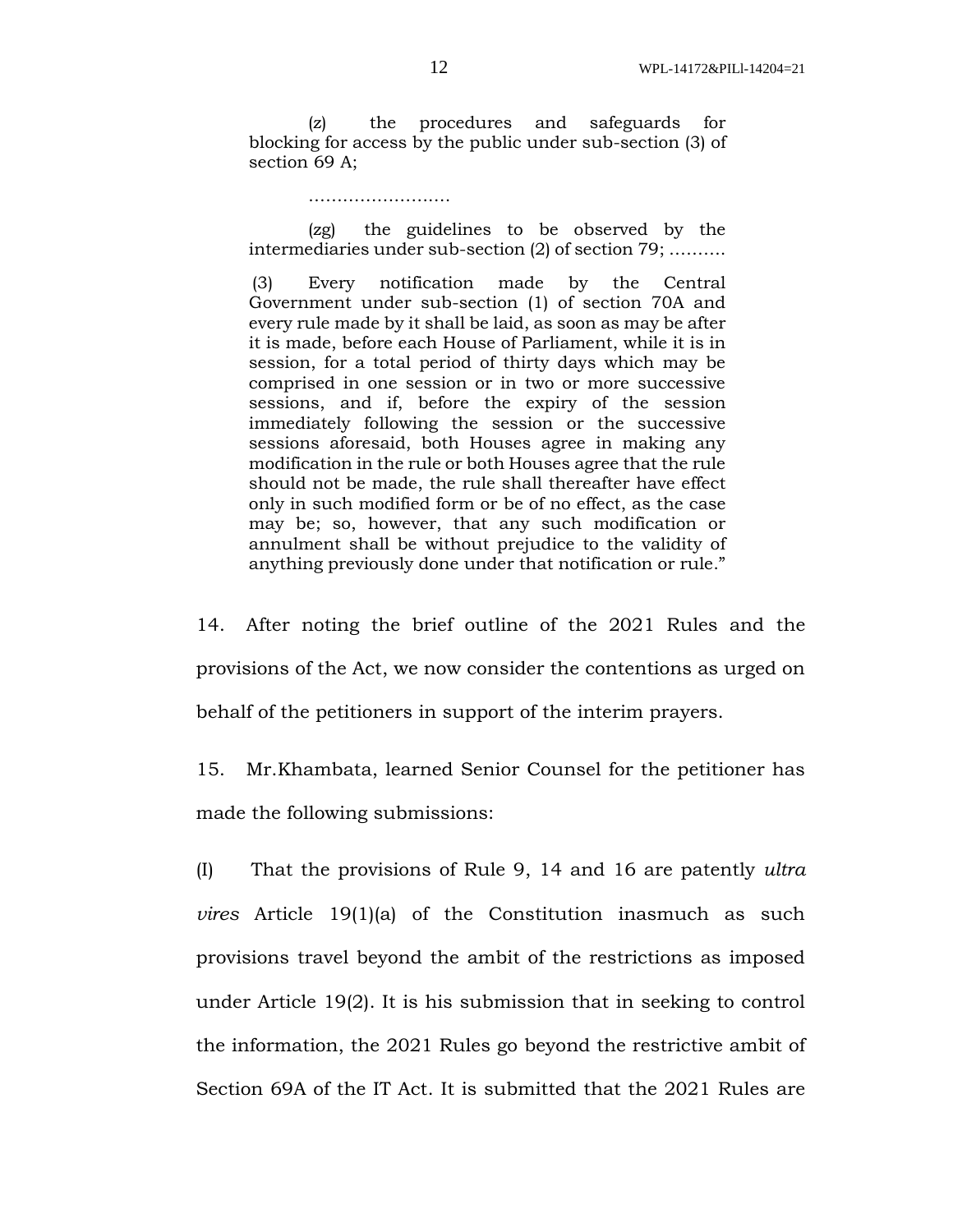> (z) the procedures and safeguards for blocking for access by the public under sub-section (3) of section 69 A;
>
> .........................
>
> (zg) the guidelines to be observed by the intermediaries under sub-section (2) of section 79; ..........
>
> (3) Every notification made by the Central Government under sub-section (1) of section 70A and every rule made by it shall be laid, as soon as may be after it is made, before each House of Parliament, while it is in session, for a total period of thirty days which may be comprised in one session or in two or more successive sessions, and if, before the expiry of the session immediately following the session or the successive sessions aforesaid, both Houses agree in making any modification in the rule or both Houses agree that the rule should not be made, the rule shall thereafter have effect only in such modified form or be of no effect, as the case may be; so, however, that any such modification or annulment shall be without prejudice to the validity of anything previously done under that notification or rule."

14. After noting the brief outline of the 2021 Rules and the provisions of the Act, we now consider the contentions as urged on behalf of the petitioners in support of the interim prayers.

15. Mr.Khambata, learned Senior Counsel for the petitioner has made the following submissions:

(I) That the provisions of Rule 9, 14 and 16 are patently *ultra vires* Article 19(1)(a) of the Constitution inasmuch as such provisions travel beyond the ambit of the restrictions as imposed under Article 19(2). It is his submission that in seeking to control the information, the 2021 Rules go beyond the restrictive ambit of Section 69A of the IT Act. It is submitted that the 2021 Rules are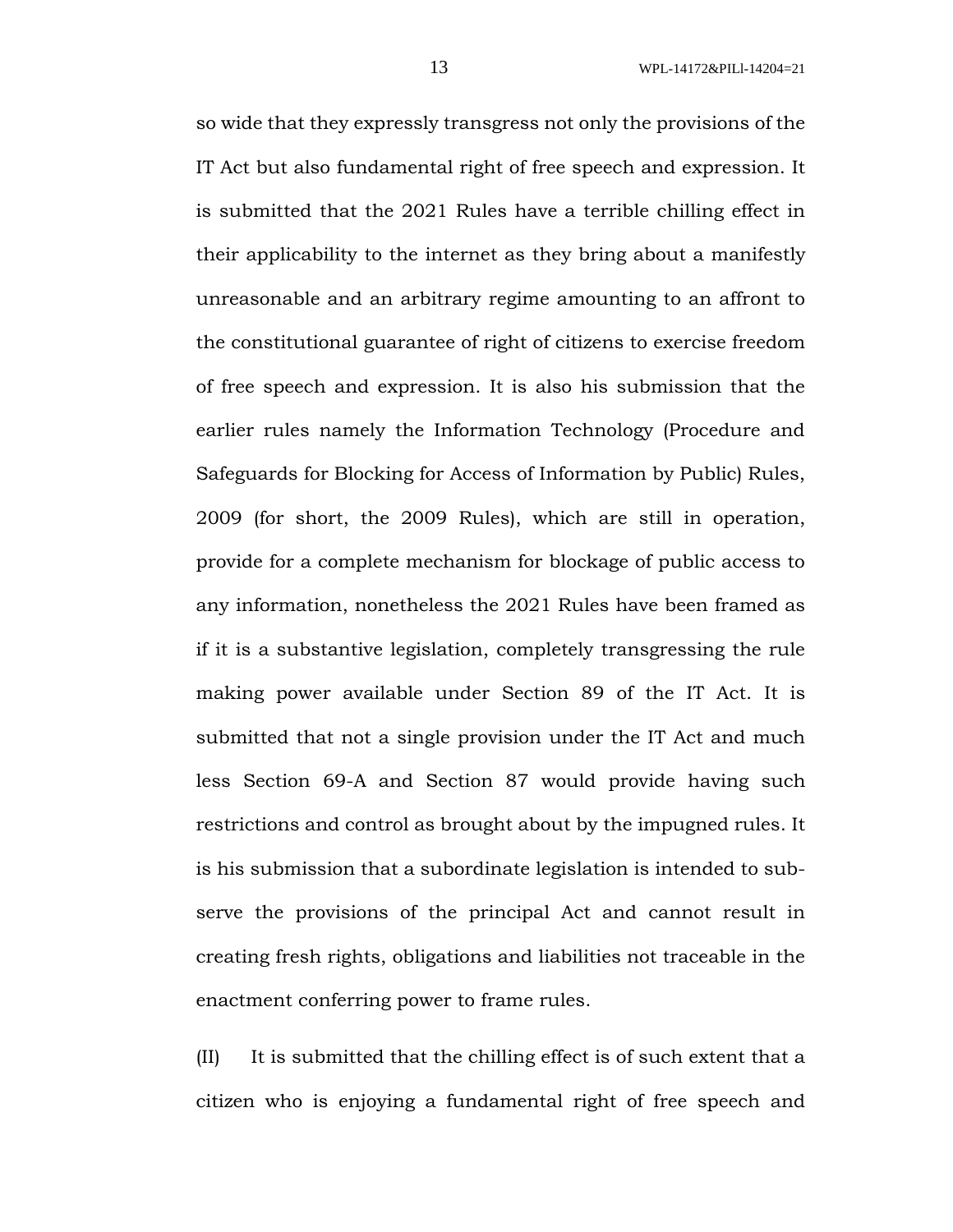so wide that they expressly transgress not only the provisions of the IT Act but also fundamental right of free speech and expression. It is submitted that the 2021 Rules have a terrible chilling effect in their applicability to the internet as they bring about a manifestly unreasonable and an arbitrary regime amounting to an affront to the constitutional guarantee of right of citizens to exercise freedom of free speech and expression. It is also his submission that the earlier rules namely the Information Technology (Procedure and Safeguards for Blocking for Access of Information by Public) Rules, 2009 (for short, the 2009 Rules), which are still in operation, provide for a complete mechanism for blockage of public access to any information, nonetheless the 2021 Rules have been framed as if it is a substantive legislation, completely transgressing the rule making power available under Section 89 of the IT Act. It is submitted that not a single provision under the IT Act and much less Section 69-A and Section 87 would provide having such restrictions and control as brought about by the impugned rules. It is his submission that a subordinate legislation is intended to sub-serve the provisions of the principal Act and cannot result in creating fresh rights, obligations and liabilities not traceable in the enactment conferring power to frame rules.

(II) It is submitted that the chilling effect is of such extent that a citizen who is enjoying a fundamental right of free speech and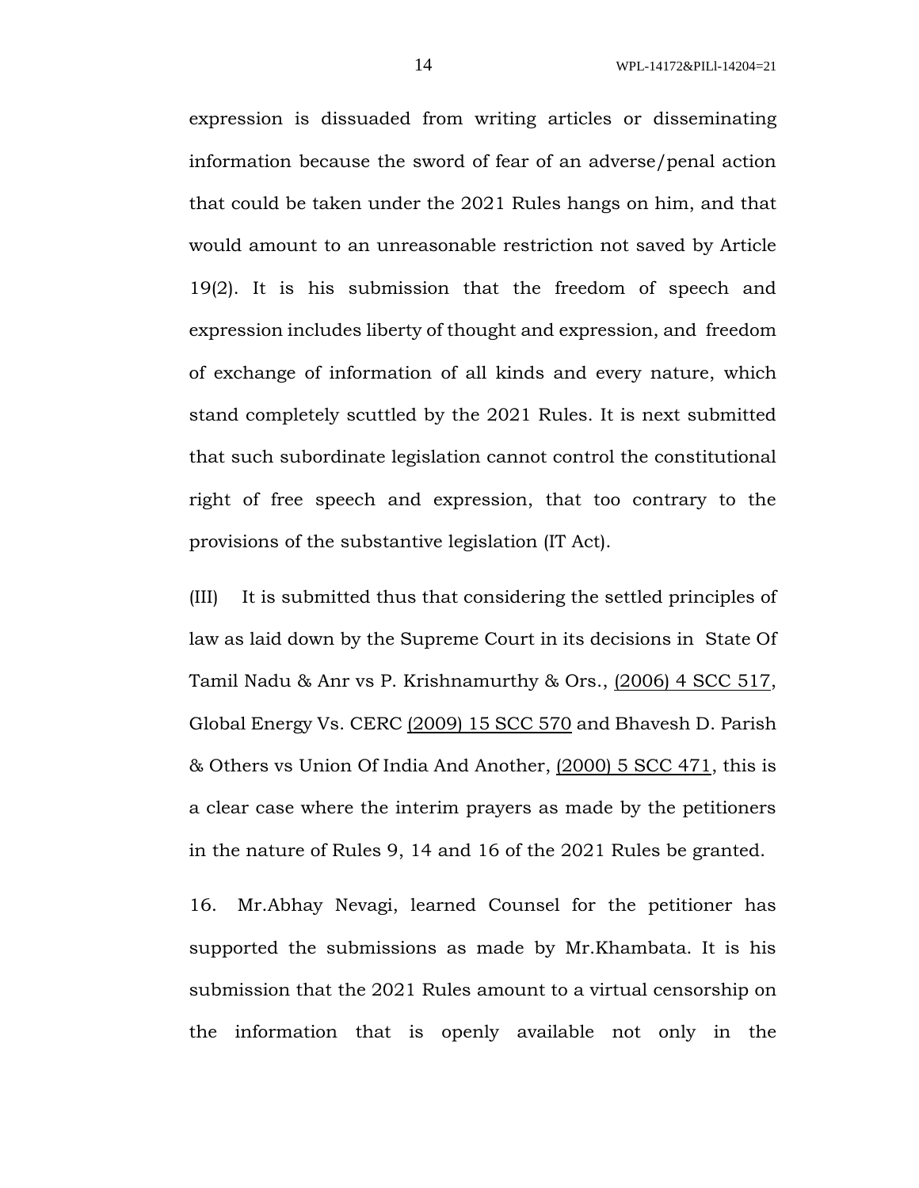expression is dissuaded from writing articles or disseminating information because the sword of fear of an adverse/penal action that could be taken under the 2021 Rules hangs on him, and that would amount to an unreasonable restriction not saved by Article 19(2). It is his submission that the freedom of speech and expression includes liberty of thought and expression, and freedom of exchange of information of all kinds and every nature, which stand completely scuttled by the 2021 Rules. It is next submitted that such subordinate legislation cannot control the constitutional right of free speech and expression, that too contrary to the provisions of the substantive legislation (IT Act).

(III) It is submitted thus that considering the settled principles of law as laid down by the Supreme Court in its decisions in State Of Tamil Nadu & Anr vs P. Krishnamurthy & Ors., (2006) 4 SCC 517, Global Energy Vs. CERC (2009) 15 SCC 570 and Bhavesh D. Parish & Others vs Union Of India And Another, (2000) 5 SCC 471, this is a clear case where the interim prayers as made by the petitioners in the nature of Rules 9, 14 and 16 of the 2021 Rules be granted.

16. Mr.Abhay Nevagi, learned Counsel for the petitioner has supported the submissions as made by Mr.Khambata. It is his submission that the 2021 Rules amount to a virtual censorship on the information that is openly available not only in the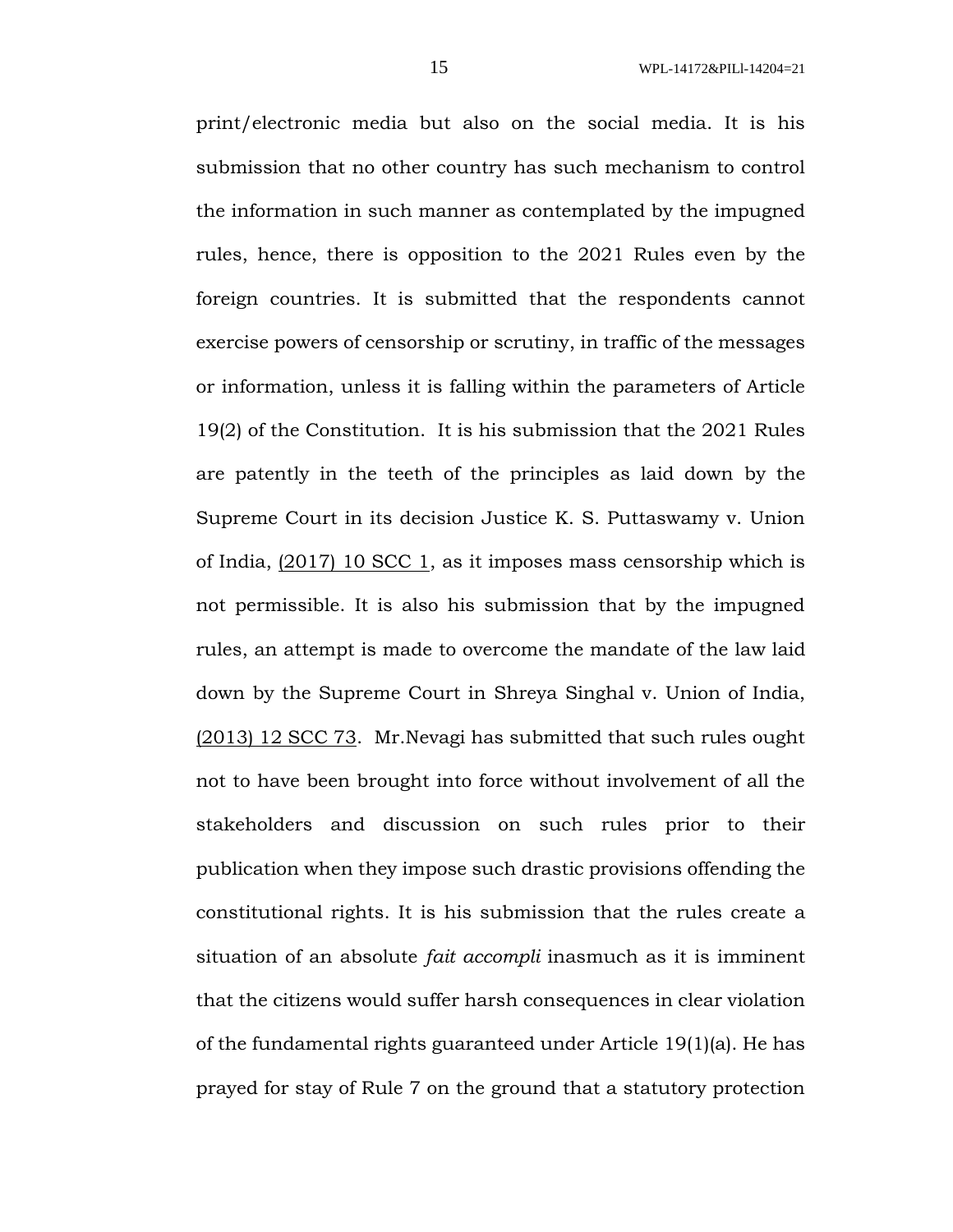print/electronic media but also on the social media. It is his submission that no other country has such mechanism to control the information in such manner as contemplated by the impugned rules, hence, there is opposition to the 2021 Rules even by the foreign countries. It is submitted that the respondents cannot exercise powers of censorship or scrutiny, in traffic of the messages or information, unless it is falling within the parameters of Article 19(2) of the Constitution. It is his submission that the 2021 Rules are patently in the teeth of the principles as laid down by the Supreme Court in its decision Justice K. S. Puttaswamy v. Union of India, (2017) 10 SCC 1, as it imposes mass censorship which is not permissible. It is also his submission that by the impugned rules, an attempt is made to overcome the mandate of the law laid down by the Supreme Court in Shreya Singhal v. Union of India, (2013) 12 SCC 73. Mr.Nevagi has submitted that such rules ought not to have been brought into force without involvement of all the stakeholders and discussion on such rules prior to their publication when they impose such drastic provisions offending the constitutional rights. It is his submission that the rules create a situation of an absolute *fait accompli* inasmuch as it is imminent that the citizens would suffer harsh consequences in clear violation of the fundamental rights guaranteed under Article 19(1)(a). He has prayed for stay of Rule 7 on the ground that a statutory protection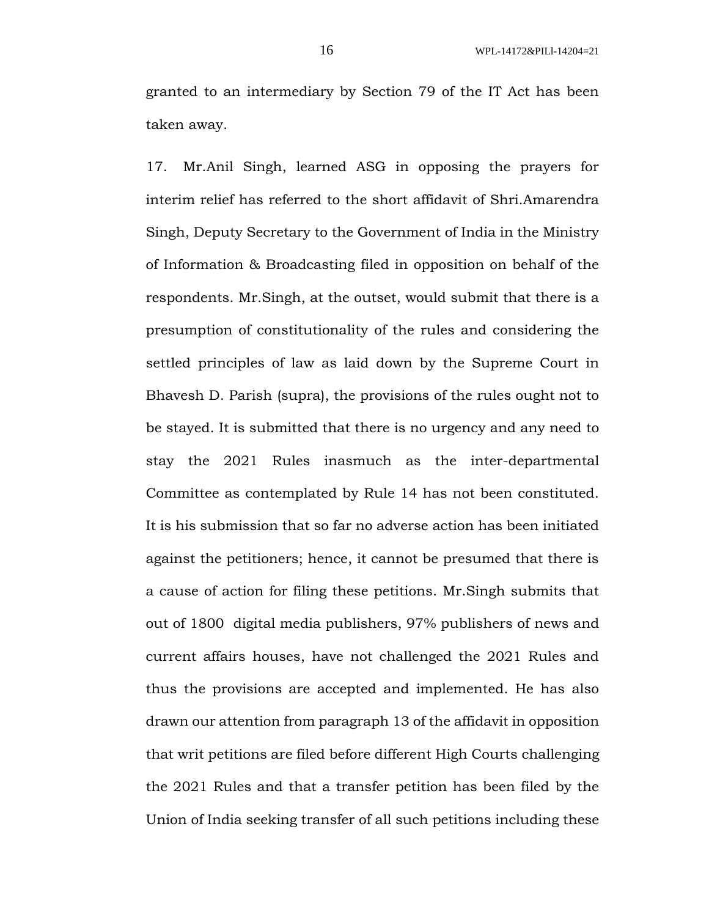granted to an intermediary by Section 79 of the IT Act has been taken away.

17. Mr.Anil Singh, learned ASG in opposing the prayers for interim relief has referred to the short affidavit of Shri.Amarendra Singh, Deputy Secretary to the Government of India in the Ministry of Information & Broadcasting filed in opposition on behalf of the respondents. Mr.Singh, at the outset, would submit that there is a presumption of constitutionality of the rules and considering the settled principles of law as laid down by the Supreme Court in Bhavesh D. Parish (supra), the provisions of the rules ought not to be stayed. It is submitted that there is no urgency and any need to stay the 2021 Rules inasmuch as the inter-departmental Committee as contemplated by Rule 14 has not been constituted. It is his submission that so far no adverse action has been initiated against the petitioners; hence, it cannot be presumed that there is a cause of action for filing these petitions. Mr.Singh submits that out of 1800 digital media publishers, 97% publishers of news and current affairs houses, have not challenged the 2021 Rules and thus the provisions are accepted and implemented. He has also drawn our attention from paragraph 13 of the affidavit in opposition that writ petitions are filed before different High Courts challenging the 2021 Rules and that a transfer petition has been filed by the Union of India seeking transfer of all such petitions including these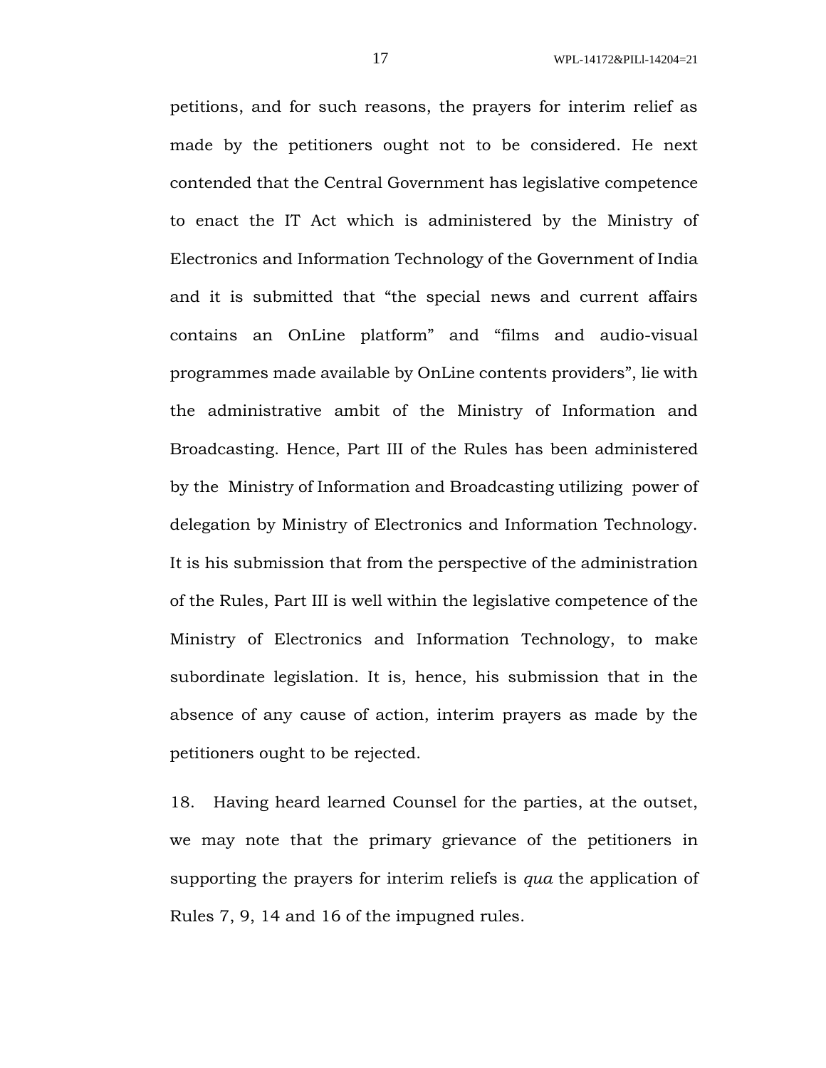petitions, and for such reasons, the prayers for interim relief as made by the petitioners ought not to be considered. He next contended that the Central Government has legislative competence to enact the IT Act which is administered by the Ministry of Electronics and Information Technology of the Government of India and it is submitted that "the special news and current affairs contains an OnLine platform" and "films and audio-visual programmes made available by OnLine contents providers", lie with the administrative ambit of the Ministry of Information and Broadcasting. Hence, Part III of the Rules has been administered by the Ministry of Information and Broadcasting utilizing power of delegation by Ministry of Electronics and Information Technology. It is his submission that from the perspective of the administration of the Rules, Part III is well within the legislative competence of the Ministry of Electronics and Information Technology, to make subordinate legislation. It is, hence, his submission that in the absence of any cause of action, interim prayers as made by the petitioners ought to be rejected.

18. Having heard learned Counsel for the parties, at the outset, we may note that the primary grievance of the petitioners in supporting the prayers for interim reliefs is *qua* the application of Rules 7, 9, 14 and 16 of the impugned rules.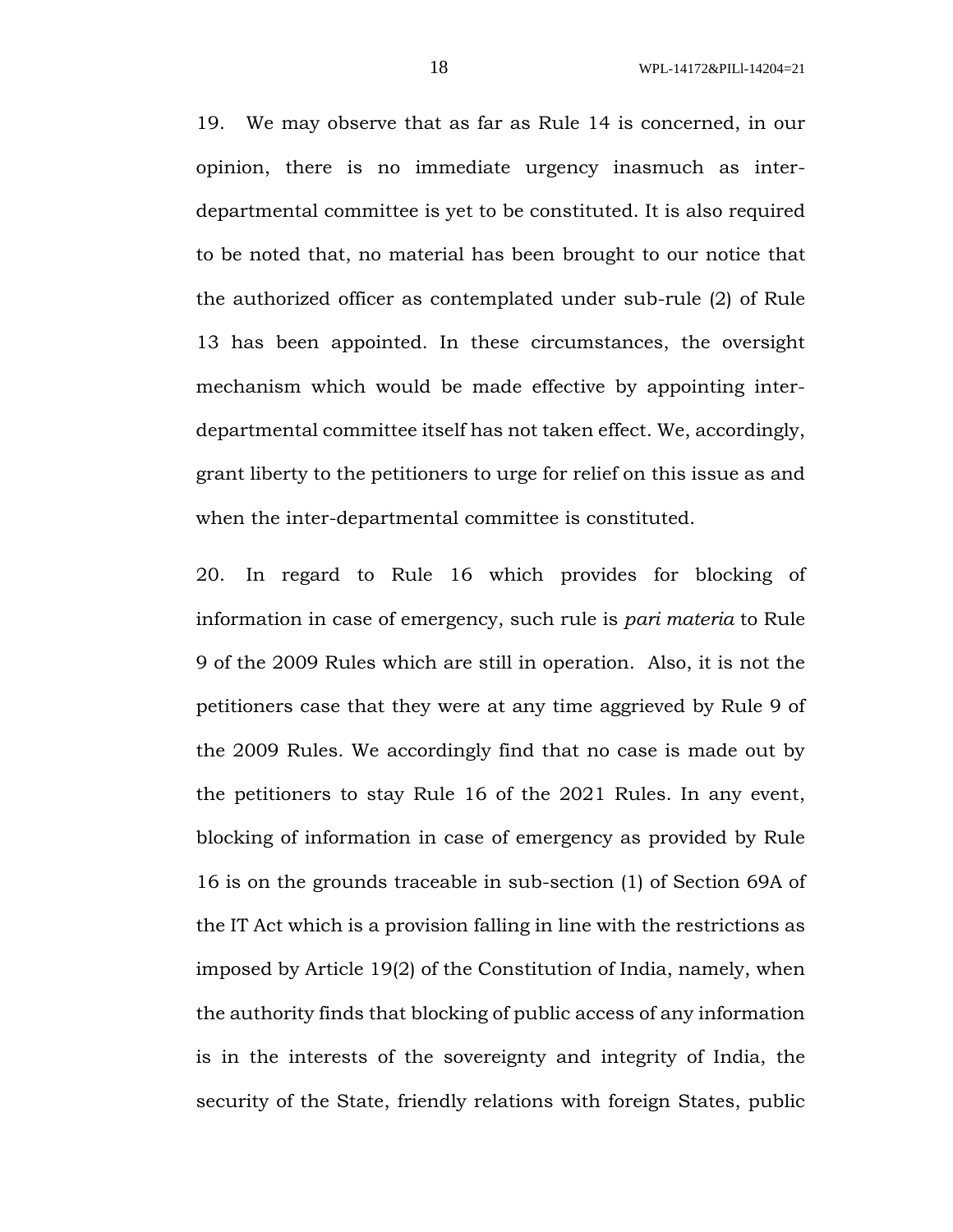19. We may observe that as far as Rule 14 is concerned, in our opinion, there is no immediate urgency inasmuch as inter-departmental committee is yet to be constituted. It is also required to be noted that, no material has been brought to our notice that the authorized officer as contemplated under sub-rule (2) of Rule 13 has been appointed. In these circumstances, the oversight mechanism which would be made effective by appointing inter-departmental committee itself has not taken effect. We, accordingly, grant liberty to the petitioners to urge for relief on this issue as and when the inter-departmental committee is constituted.

20. In regard to Rule 16 which provides for blocking of information in case of emergency, such rule is *pari materia* to Rule 9 of the 2009 Rules which are still in operation. Also, it is not the petitioners case that they were at any time aggrieved by Rule 9 of the 2009 Rules. We accordingly find that no case is made out by the petitioners to stay Rule 16 of the 2021 Rules. In any event, blocking of information in case of emergency as provided by Rule 16 is on the grounds traceable in sub-section (1) of Section 69A of the IT Act which is a provision falling in line with the restrictions as imposed by Article 19(2) of the Constitution of India, namely, when the authority finds that blocking of public access of any information is in the interests of the sovereignty and integrity of India, the security of the State, friendly relations with foreign States, public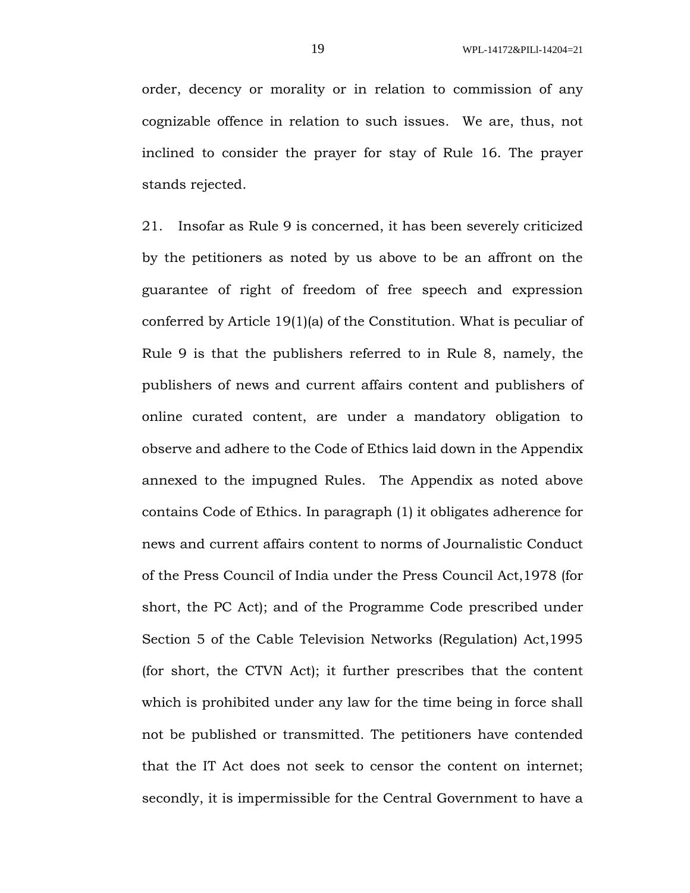order, decency or morality or in relation to commission of any cognizable offence in relation to such issues. We are, thus, not inclined to consider the prayer for stay of Rule 16. The prayer stands rejected.

21. Insofar as Rule 9 is concerned, it has been severely criticized by the petitioners as noted by us above to be an affront on the guarantee of right of freedom of free speech and expression conferred by Article 19(1)(a) of the Constitution. What is peculiar of Rule 9 is that the publishers referred to in Rule 8, namely, the publishers of news and current affairs content and publishers of online curated content, are under a mandatory obligation to observe and adhere to the Code of Ethics laid down in the Appendix annexed to the impugned Rules. The Appendix as noted above contains Code of Ethics. In paragraph (1) it obligates adherence for news and current affairs content to norms of Journalistic Conduct of the Press Council of India under the Press Council Act,1978 (for short, the PC Act); and of the Programme Code prescribed under Section 5 of the Cable Television Networks (Regulation) Act,1995 (for short, the CTVN Act); it further prescribes that the content which is prohibited under any law for the time being in force shall not be published or transmitted. The petitioners have contended that the IT Act does not seek to censor the content on internet; secondly, it is impermissible for the Central Government to have a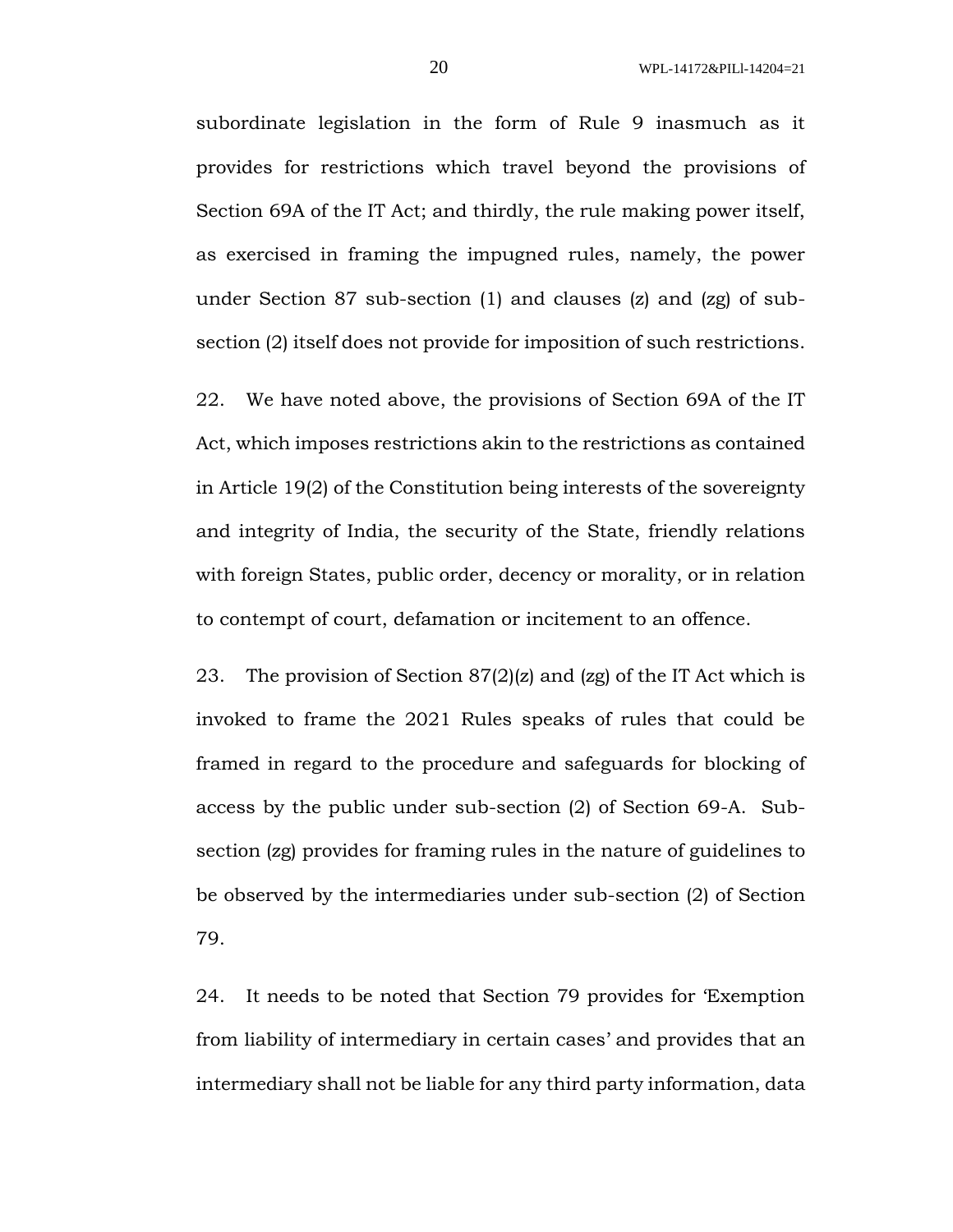subordinate legislation in the form of Rule 9 inasmuch as it provides for restrictions which travel beyond the provisions of Section 69A of the IT Act; and thirdly, the rule making power itself, as exercised in framing the impugned rules, namely, the power under Section 87 sub-section (1) and clauses (z) and (zg) of sub-section (2) itself does not provide for imposition of such restrictions.

22. We have noted above, the provisions of Section 69A of the IT Act, which imposes restrictions akin to the restrictions as contained in Article 19(2) of the Constitution being interests of the sovereignty and integrity of India, the security of the State, friendly relations with foreign States, public order, decency or morality, or in relation to contempt of court, defamation or incitement to an offence.

23. The provision of Section 87(2)(z) and (zg) of the IT Act which is invoked to frame the 2021 Rules speaks of rules that could be framed in regard to the procedure and safeguards for blocking of access by the public under sub-section (2) of Section 69-A. Sub-section (zg) provides for framing rules in the nature of guidelines to be observed by the intermediaries under sub-section (2) of Section 79.

24. It needs to be noted that Section 79 provides for 'Exemption from liability of intermediary in certain cases' and provides that an intermediary shall not be liable for any third party information, data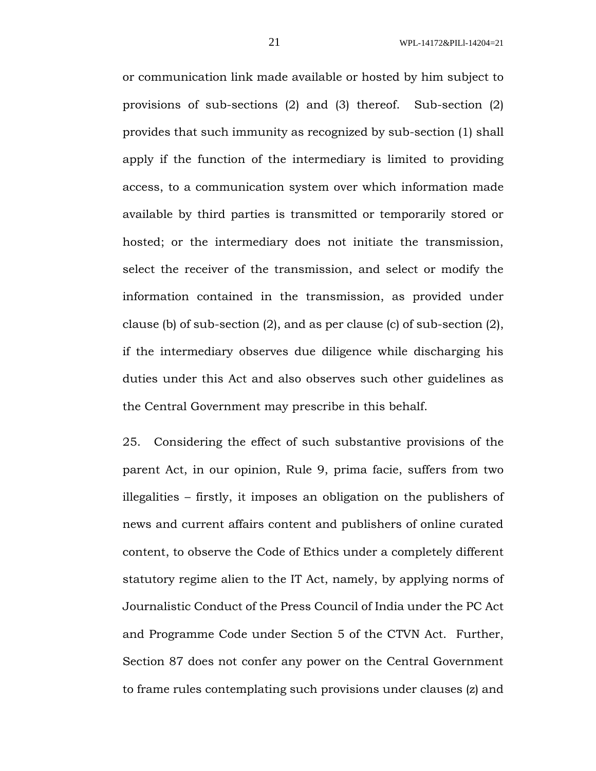or communication link made available or hosted by him subject to provisions of sub-sections (2) and (3) thereof. Sub-section (2) provides that such immunity as recognized by sub-section (1) shall apply if the function of the intermediary is limited to providing access, to a communication system over which information made available by third parties is transmitted or temporarily stored or hosted; or the intermediary does not initiate the transmission, select the receiver of the transmission, and select or modify the information contained in the transmission, as provided under clause (b) of sub-section (2), and as per clause (c) of sub-section (2), if the intermediary observes due diligence while discharging his duties under this Act and also observes such other guidelines as the Central Government may prescribe in this behalf.

25. Considering the effect of such substantive provisions of the parent Act, in our opinion, Rule 9, prima facie, suffers from two illegalities – firstly, it imposes an obligation on the publishers of news and current affairs content and publishers of online curated content, to observe the Code of Ethics under a completely different statutory regime alien to the IT Act, namely, by applying norms of Journalistic Conduct of the Press Council of India under the PC Act and Programme Code under Section 5 of the CTVN Act. Further, Section 87 does not confer any power on the Central Government to frame rules contemplating such provisions under clauses (z) and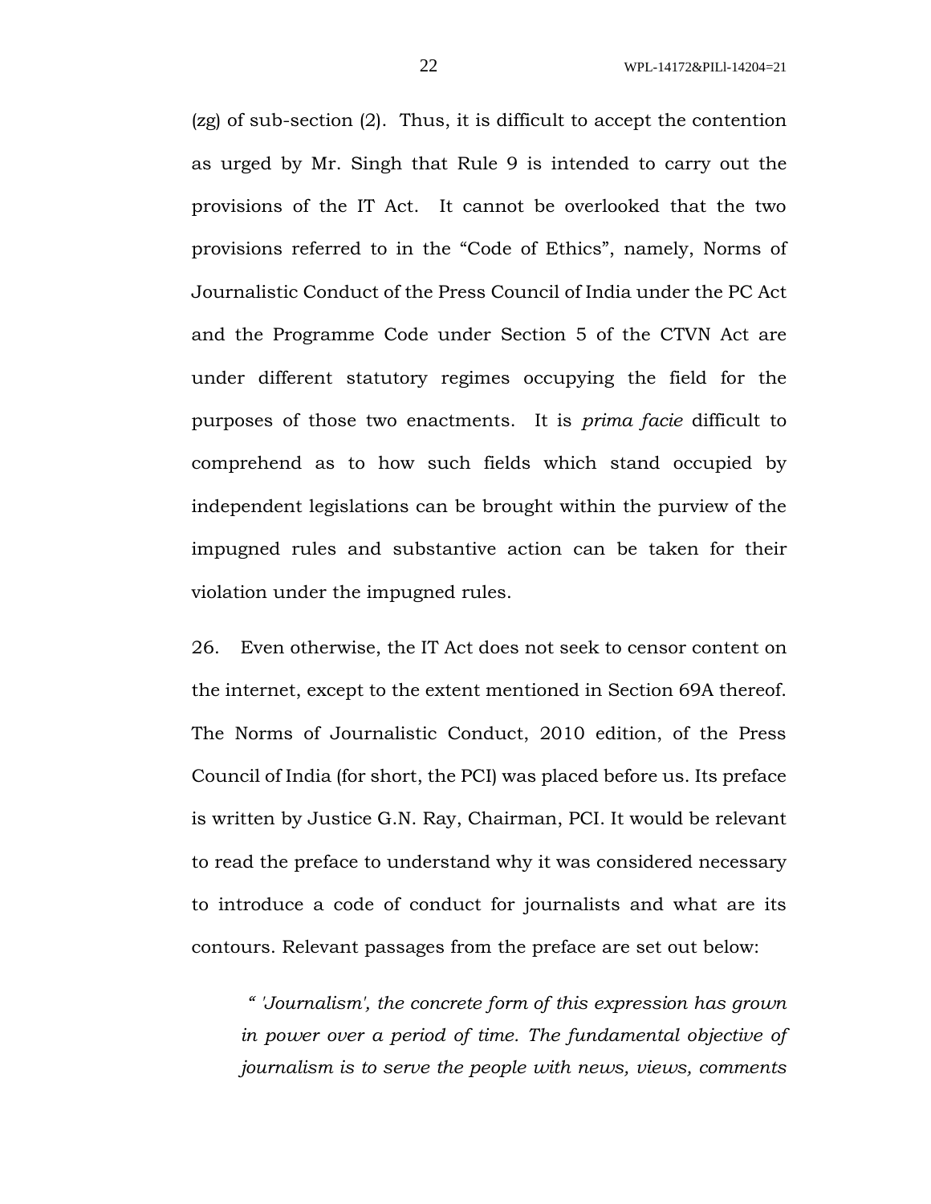(zg) of sub-section (2). Thus, it is difficult to accept the contention as urged by Mr. Singh that Rule 9 is intended to carry out the provisions of the IT Act. It cannot be overlooked that the two provisions referred to in the "Code of Ethics", namely, Norms of Journalistic Conduct of the Press Council of India under the PC Act and the Programme Code under Section 5 of the CTVN Act are under different statutory regimes occupying the field for the purposes of those two enactments. It is *prima facie* difficult to comprehend as to how such fields which stand occupied by independent legislations can be brought within the purview of the impugned rules and substantive action can be taken for their violation under the impugned rules.

26. Even otherwise, the IT Act does not seek to censor content on the internet, except to the extent mentioned in Section 69A thereof. The Norms of Journalistic Conduct, 2010 edition, of the Press Council of India (for short, the PCI) was placed before us. Its preface is written by Justice G.N. Ray, Chairman, PCI. It would be relevant to read the preface to understand why it was considered necessary to introduce a code of conduct for journalists and what are its contours. Relevant passages from the preface are set out below:

> *" 'Journalism', the concrete form of this expression has grown in power over a period of time. The fundamental objective of journalism is to serve the people with news, views, comments*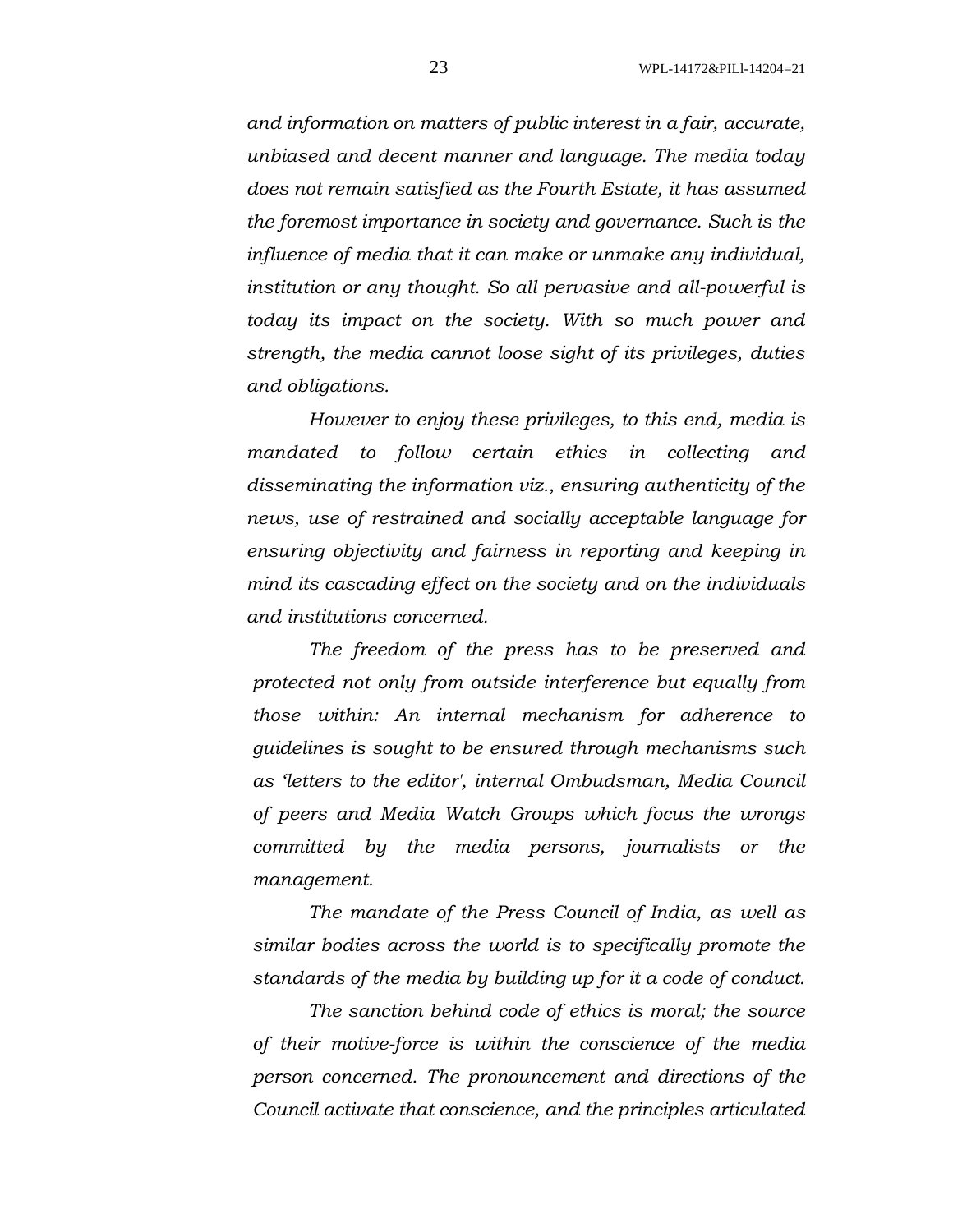*and information on matters of public interest in a fair, accurate, unbiased and decent manner and language. The media today does not remain satisfied as the Fourth Estate, it has assumed the foremost importance in society and governance. Such is the influence of media that it can make or unmake any individual, institution or any thought. So all pervasive and all-powerful is today its impact on the society. With so much power and strength, the media cannot loose sight of its privileges, duties and obligations.*

*However to enjoy these privileges, to this end, media is mandated to follow certain ethics in collecting and disseminating the information viz., ensuring authenticity of the news, use of restrained and socially acceptable language for ensuring objectivity and fairness in reporting and keeping in mind its cascading effect on the society and on the individuals and institutions concerned.*

*The freedom of the press has to be preserved and protected not only from outside interference but equally from those within: An internal mechanism for adherence to guidelines is sought to be ensured through mechanisms such as 'letters to the editor', internal Ombudsman, Media Council of peers and Media Watch Groups which focus the wrongs committed by the media persons, journalists or the management.*

*The mandate of the Press Council of India, as well as similar bodies across the world is to specifically promote the standards of the media by building up for it a code of conduct.*

*The sanction behind code of ethics is moral; the source of their motive-force is within the conscience of the media person concerned. The pronouncement and directions of the Council activate that conscience, and the principles articulated*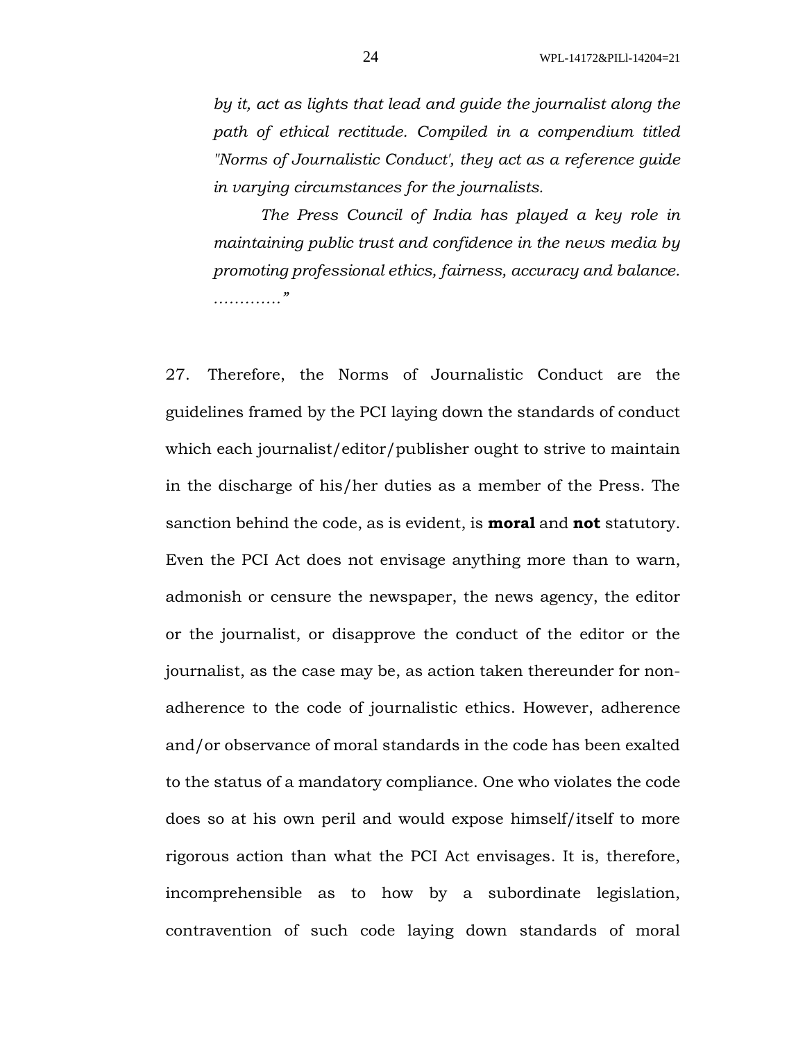*by it, act as lights that lead and guide the journalist along the path of ethical rectitude. Compiled in a compendium titled "Norms of Journalistic Conduct', they act as a reference guide in varying circumstances for the journalists.*

*The Press Council of India has played a key role in maintaining public trust and confidence in the news media by promoting professional ethics, fairness, accuracy and balance. ............"*

27. Therefore, the Norms of Journalistic Conduct are the guidelines framed by the PCI laying down the standards of conduct which each journalist/editor/publisher ought to strive to maintain in the discharge of his/her duties as a member of the Press. The sanction behind the code, as is evident, is **moral** and **not** statutory. Even the PCI Act does not envisage anything more than to warn, admonish or censure the newspaper, the news agency, the editor or the journalist, or disapprove the conduct of the editor or the journalist, as the case may be, as action taken thereunder for non-adherence to the code of journalistic ethics. However, adherence and/or observance of moral standards in the code has been exalted to the status of a mandatory compliance. One who violates the code does so at his own peril and would expose himself/itself to more rigorous action than what the PCI Act envisages. It is, therefore, incomprehensible as to how by a subordinate legislation, contravention of such code laying down standards of moral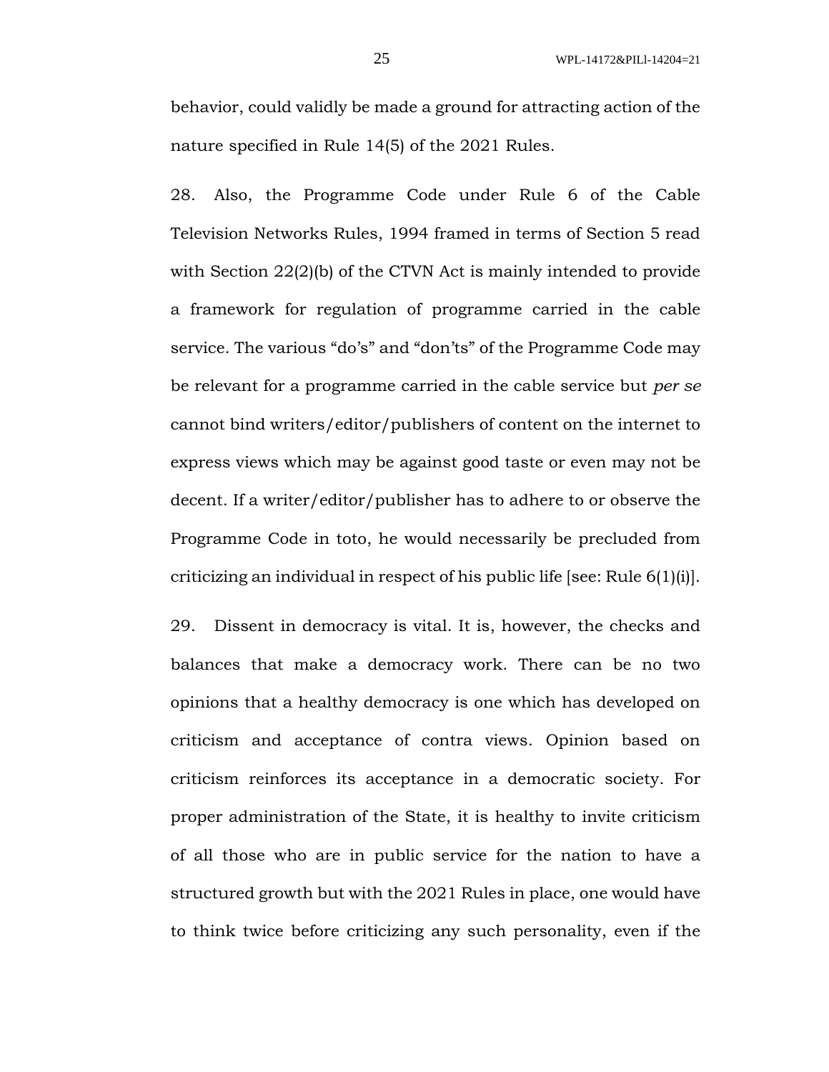behavior, could validly be made a ground for attracting action of the nature specified in Rule 14(5) of the 2021 Rules.

28. Also, the Programme Code under Rule 6 of the Cable Television Networks Rules, 1994 framed in terms of Section 5 read with Section 22(2)(b) of the CTVN Act is mainly intended to provide a framework for regulation of programme carried in the cable service. The various "do's" and "don'ts" of the Programme Code may be relevant for a programme carried in the cable service but *per se* cannot bind writers/editor/publishers of content on the internet to express views which may be against good taste or even may not be decent. If a writer/editor/publisher has to adhere to or observe the Programme Code in toto, he would necessarily be precluded from criticizing an individual in respect of his public life [see: Rule 6(1)(i)].

29. Dissent in democracy is vital. It is, however, the checks and balances that make a democracy work. There can be no two opinions that a healthy democracy is one which has developed on criticism and acceptance of contra views. Opinion based on criticism reinforces its acceptance in a democratic society. For proper administration of the State, it is healthy to invite criticism of all those who are in public service for the nation to have a structured growth but with the 2021 Rules in place, one would have to think twice before criticizing any such personality, even if the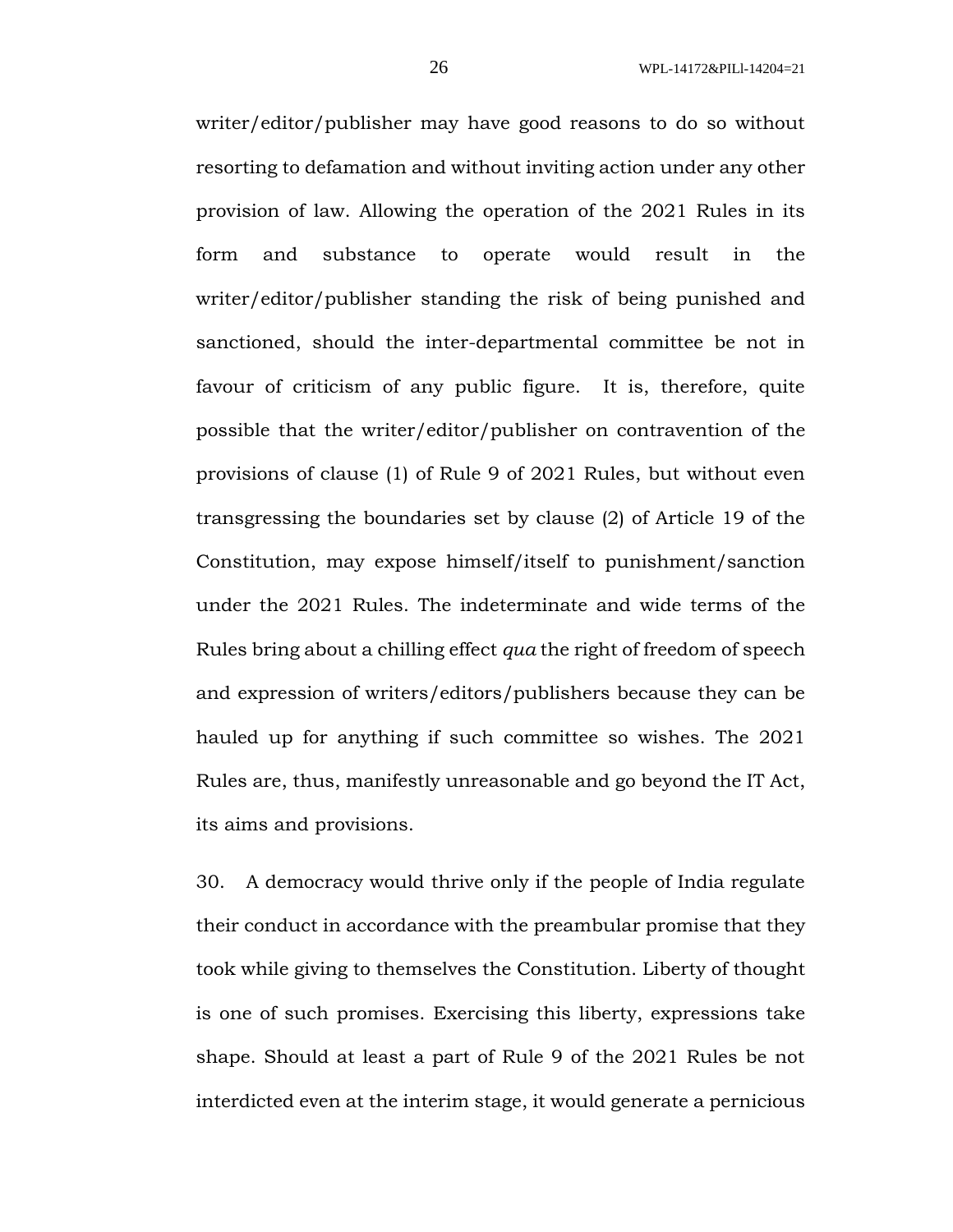writer/editor/publisher may have good reasons to do so without resorting to defamation and without inviting action under any other provision of law. Allowing the operation of the 2021 Rules in its form and substance to operate would result in the writer/editor/publisher standing the risk of being punished and sanctioned, should the inter-departmental committee be not in favour of criticism of any public figure. It is, therefore, quite possible that the writer/editor/publisher on contravention of the provisions of clause (1) of Rule 9 of 2021 Rules, but without even transgressing the boundaries set by clause (2) of Article 19 of the Constitution, may expose himself/itself to punishment/sanction under the 2021 Rules. The indeterminate and wide terms of the Rules bring about a chilling effect *qua* the right of freedom of speech and expression of writers/editors/publishers because they can be hauled up for anything if such committee so wishes. The 2021 Rules are, thus, manifestly unreasonable and go beyond the IT Act, its aims and provisions.

30. A democracy would thrive only if the people of India regulate their conduct in accordance with the preambular promise that they took while giving to themselves the Constitution. Liberty of thought is one of such promises. Exercising this liberty, expressions take shape. Should at least a part of Rule 9 of the 2021 Rules be not interdicted even at the interim stage, it would generate a pernicious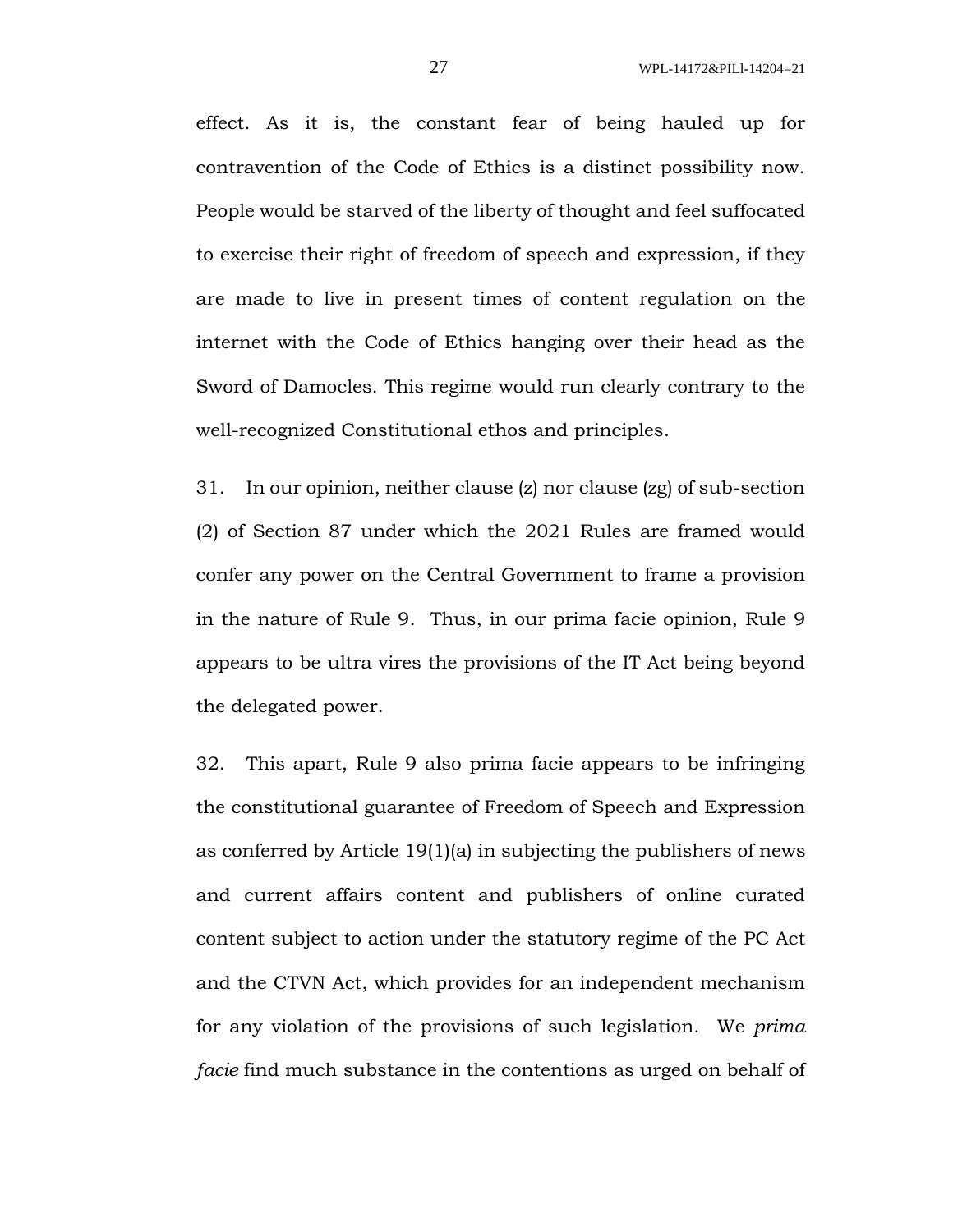effect. As it is, the constant fear of being hauled up for contravention of the Code of Ethics is a distinct possibility now. People would be starved of the liberty of thought and feel suffocated to exercise their right of freedom of speech and expression, if they are made to live in present times of content regulation on the internet with the Code of Ethics hanging over their head as the Sword of Damocles. This regime would run clearly contrary to the well-recognized Constitutional ethos and principles.

31. In our opinion, neither clause (z) nor clause (zg) of sub-section (2) of Section 87 under which the 2021 Rules are framed would confer any power on the Central Government to frame a provision in the nature of Rule 9. Thus, in our prima facie opinion, Rule 9 appears to be ultra vires the provisions of the IT Act being beyond the delegated power.

32. This apart, Rule 9 also prima facie appears to be infringing the constitutional guarantee of Freedom of Speech and Expression as conferred by Article 19(1)(a) in subjecting the publishers of news and current affairs content and publishers of online curated content subject to action under the statutory regime of the PC Act and the CTVN Act, which provides for an independent mechanism for any violation of the provisions of such legislation. We *prima facie* find much substance in the contentions as urged on behalf of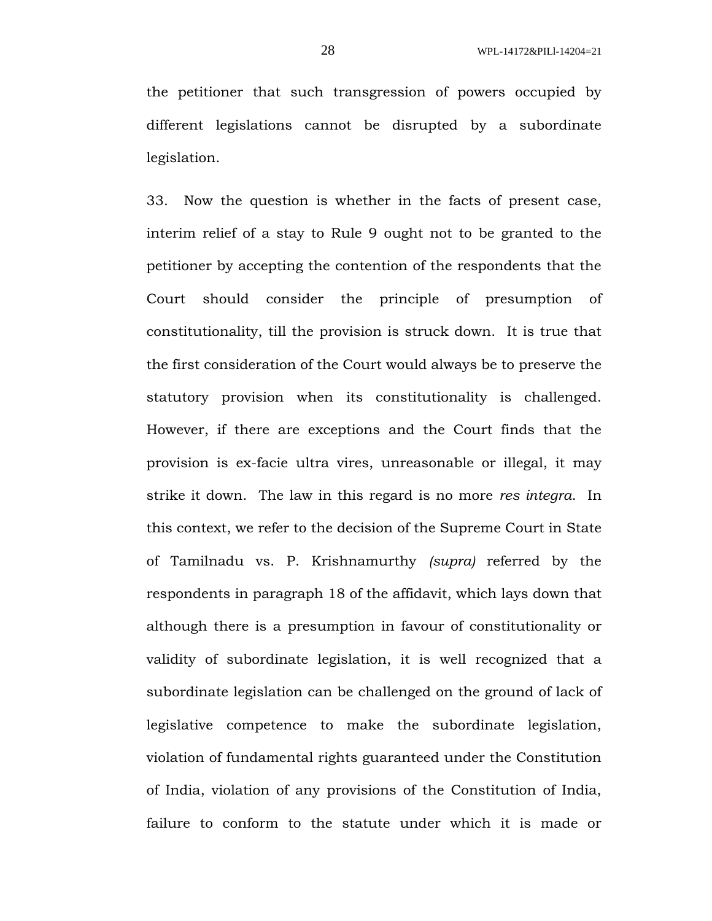the petitioner that such transgression of powers occupied by different legislations cannot be disrupted by a subordinate legislation.

33. Now the question is whether in the facts of present case, interim relief of a stay to Rule 9 ought not to be granted to the petitioner by accepting the contention of the respondents that the Court should consider the principle of presumption of constitutionality, till the provision is struck down. It is true that the first consideration of the Court would always be to preserve the statutory provision when its constitutionality is challenged. However, if there are exceptions and the Court finds that the provision is ex-facie ultra vires, unreasonable or illegal, it may strike it down. The law in this regard is no more *res integra*. In this context, we refer to the decision of the Supreme Court in State of Tamilnadu vs. P. Krishnamurthy *(supra)* referred by the respondents in paragraph 18 of the affidavit, which lays down that although there is a presumption in favour of constitutionality or validity of subordinate legislation, it is well recognized that a subordinate legislation can be challenged on the ground of lack of legislative competence to make the subordinate legislation, violation of fundamental rights guaranteed under the Constitution of India, violation of any provisions of the Constitution of India, failure to conform to the statute under which it is made or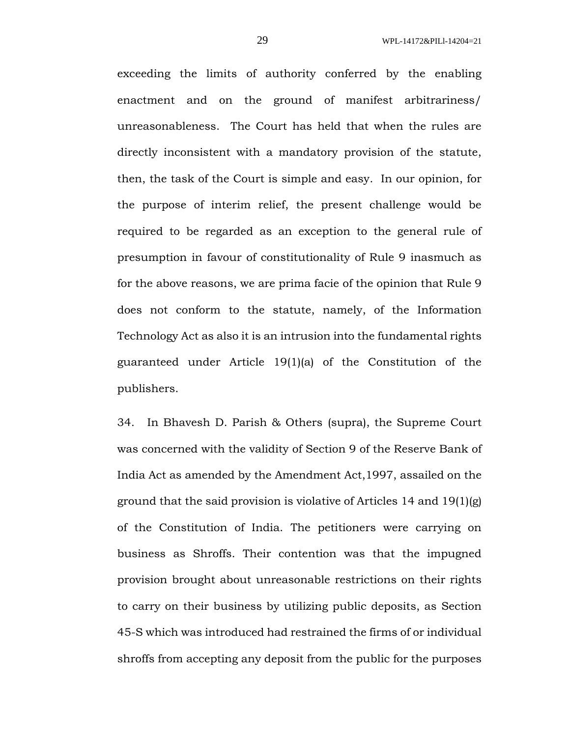exceeding the limits of authority conferred by the enabling enactment and on the ground of manifest arbitrariness/ unreasonableness. The Court has held that when the rules are directly inconsistent with a mandatory provision of the statute, then, the task of the Court is simple and easy. In our opinion, for the purpose of interim relief, the present challenge would be required to be regarded as an exception to the general rule of presumption in favour of constitutionality of Rule 9 inasmuch as for the above reasons, we are prima facie of the opinion that Rule 9 does not conform to the statute, namely, of the Information Technology Act as also it is an intrusion into the fundamental rights guaranteed under Article 19(1)(a) of the Constitution of the publishers.

34. In Bhavesh D. Parish & Others (supra), the Supreme Court was concerned with the validity of Section 9 of the Reserve Bank of India Act as amended by the Amendment Act,1997, assailed on the ground that the said provision is violative of Articles 14 and 19(1)(g) of the Constitution of India. The petitioners were carrying on business as Shroffs. Their contention was that the impugned provision brought about unreasonable restrictions on their rights to carry on their business by utilizing public deposits, as Section 45-S which was introduced had restrained the firms of or individual shroffs from accepting any deposit from the public for the purposes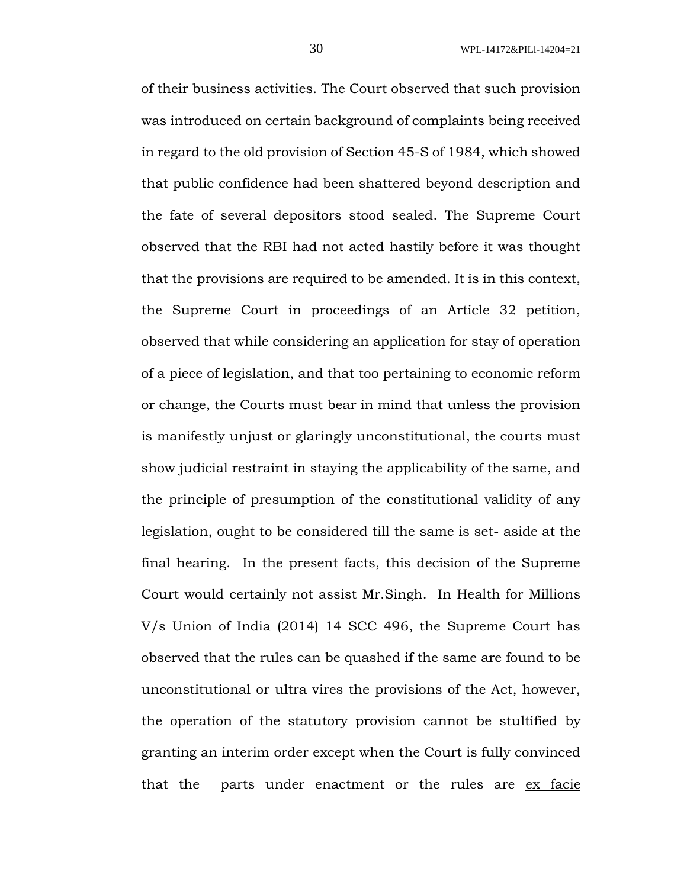of their business activities. The Court observed that such provision was introduced on certain background of complaints being received in regard to the old provision of Section 45-S of 1984, which showed that public confidence had been shattered beyond description and the fate of several depositors stood sealed. The Supreme Court observed that the RBI had not acted hastily before it was thought that the provisions are required to be amended. It is in this context, the Supreme Court in proceedings of an Article 32 petition, observed that while considering an application for stay of operation of a piece of legislation, and that too pertaining to economic reform or change, the Courts must bear in mind that unless the provision is manifestly unjust or glaringly unconstitutional, the courts must show judicial restraint in staying the applicability of the same, and the principle of presumption of the constitutional validity of any legislation, ought to be considered till the same is set- aside at the final hearing. In the present facts, this decision of the Supreme Court would certainly not assist Mr.Singh. In Health for Millions V/s Union of India (2014) 14 SCC 496, the Supreme Court has observed that the rules can be quashed if the same are found to be unconstitutional or ultra vires the provisions of the Act, however, the operation of the statutory provision cannot be stultified by granting an interim order except when the Court is fully convinced that the parts under enactment or the rules are <u>ex facie</u>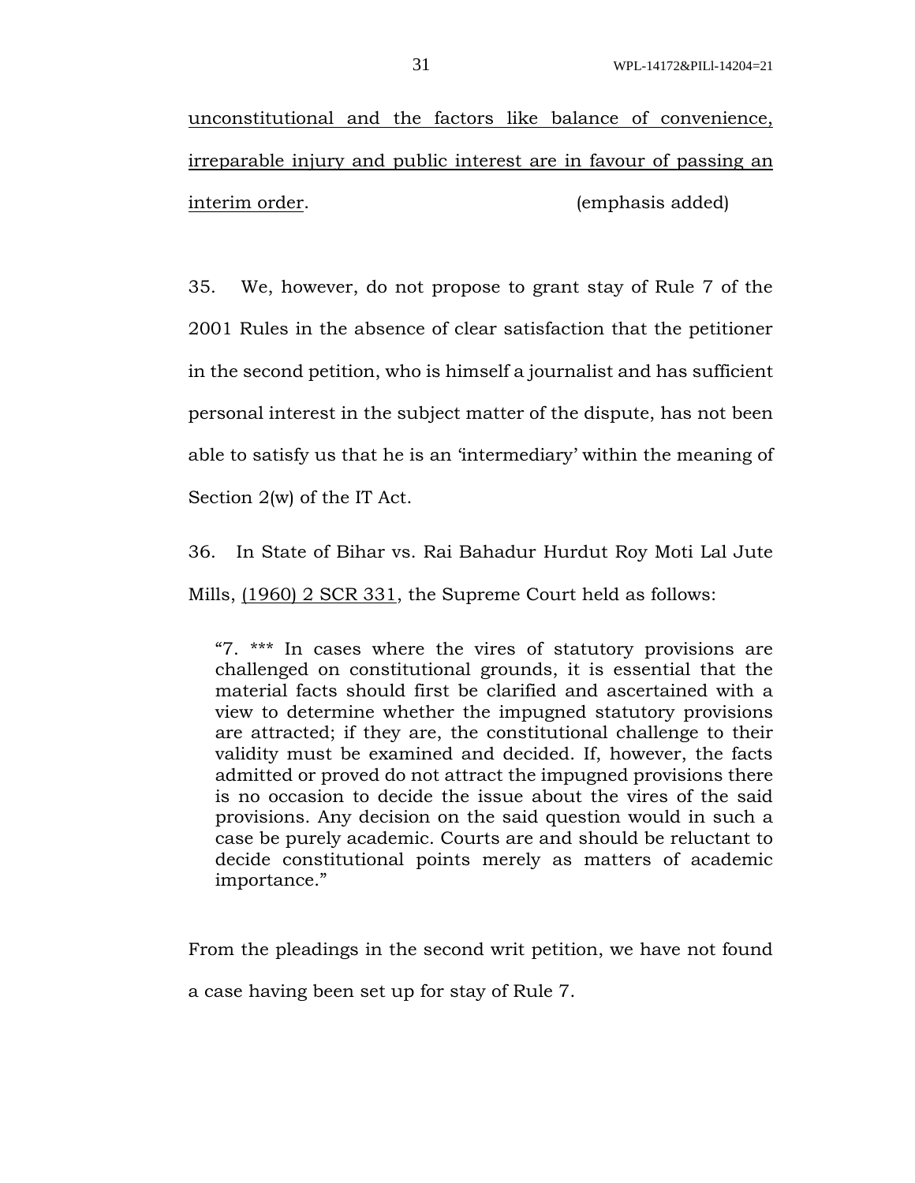<u>unconstitutional and the factors like balance of convenience, irreparable injury and public interest are in favour of passing an interim order</u>. (emphasis added)

35. We, however, do not propose to grant stay of Rule 7 of the 2001 Rules in the absence of clear satisfaction that the petitioner in the second petition, who is himself a journalist and has sufficient personal interest in the subject matter of the dispute, has not been able to satisfy us that he is an 'intermediary' within the meaning of Section 2(w) of the IT Act.

36. In State of Bihar vs. Rai Bahadur Hurdut Roy Moti Lal Jute Mills, <u>(1960) 2 SCR 331</u>, the Supreme Court held as follows:

> "7. *** In cases where the vires of statutory provisions are challenged on constitutional grounds, it is essential that the material facts should first be clarified and ascertained with a view to determine whether the impugned statutory provisions are attracted; if they are, the constitutional challenge to their validity must be examined and decided. If, however, the facts admitted or proved do not attract the impugned provisions there is no occasion to decide the issue about the vires of the said provisions. Any decision on the said question would in such a case be purely academic. Courts are and should be reluctant to decide constitutional points merely as matters of academic importance."

From the pleadings in the second writ petition, we have not found a case having been set up for stay of Rule 7.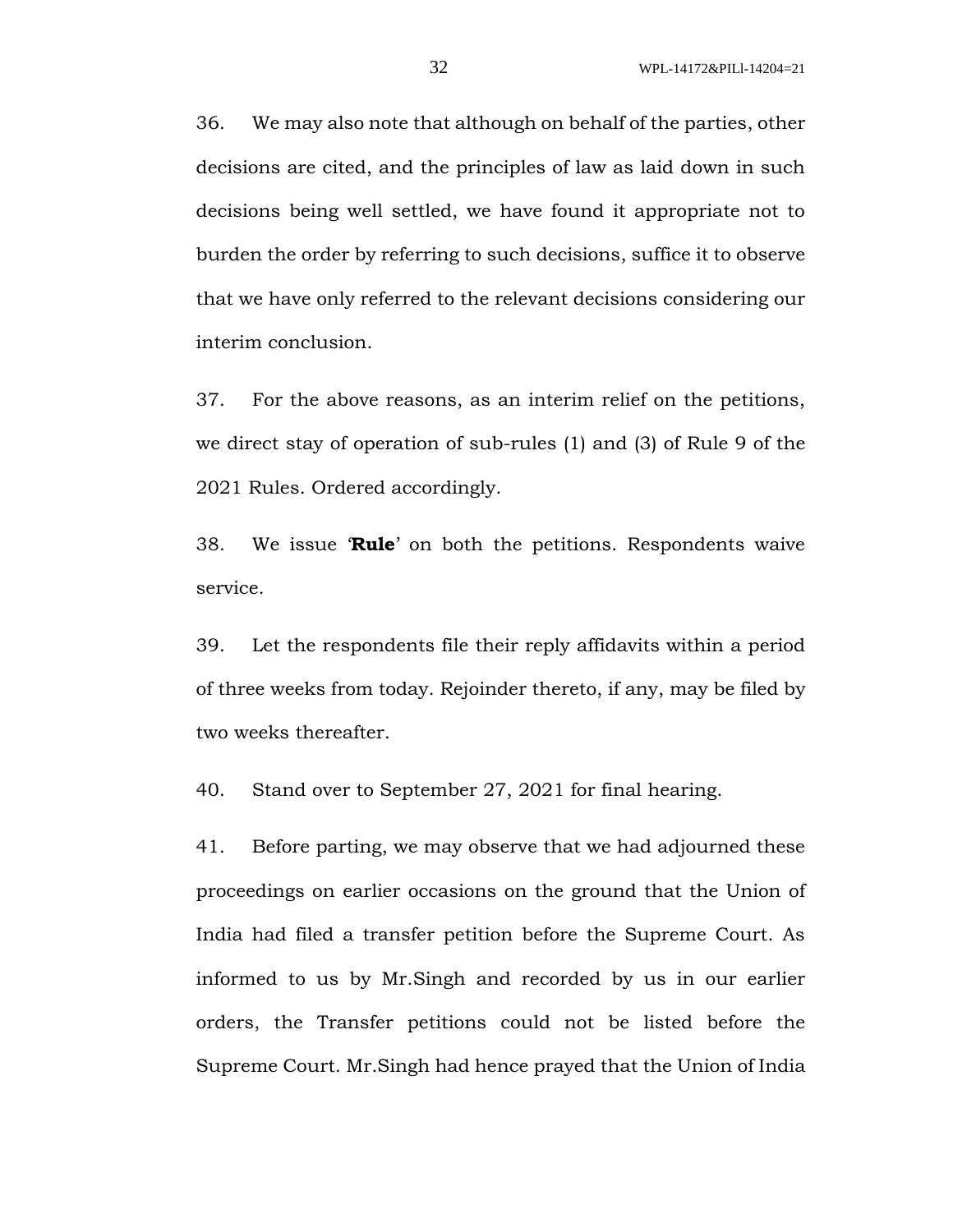36. We may also note that although on behalf of the parties, other decisions are cited, and the principles of law as laid down in such decisions being well settled, we have found it appropriate not to burden the order by referring to such decisions, suffice it to observe that we have only referred to the relevant decisions considering our interim conclusion.

37. For the above reasons, as an interim relief on the petitions, we direct stay of operation of sub-rules (1) and (3) of Rule 9 of the 2021 Rules. Ordered accordingly.

38. We issue '**Rule**' on both the petitions. Respondents waive service.

39. Let the respondents file their reply affidavits within a period of three weeks from today. Rejoinder thereto, if any, may be filed by two weeks thereafter.

40. Stand over to September 27, 2021 for final hearing.

41. Before parting, we may observe that we had adjourned these proceedings on earlier occasions on the ground that the Union of India had filed a transfer petition before the Supreme Court. As informed to us by Mr.Singh and recorded by us in our earlier orders, the Transfer petitions could not be listed before the Supreme Court. Mr.Singh had hence prayed that the Union of India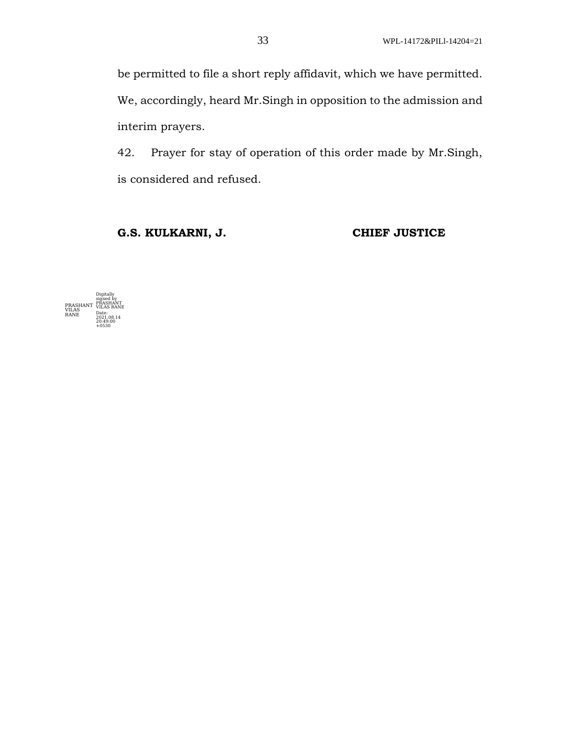be permitted to file a short reply affidavit, which we have permitted. We, accordingly, heard Mr.Singh in opposition to the admission and interim prayers.

42. Prayer for stay of operation of this order made by Mr.Singh, is considered and refused.

**G.S. KULKARNI, J.** **CHIEF JUSTICE**

PRASHANT VILAS RANE

Digitally signed by PRASHANT VILAS RANE
Date: 2021.08.14 20:49:00 +0530